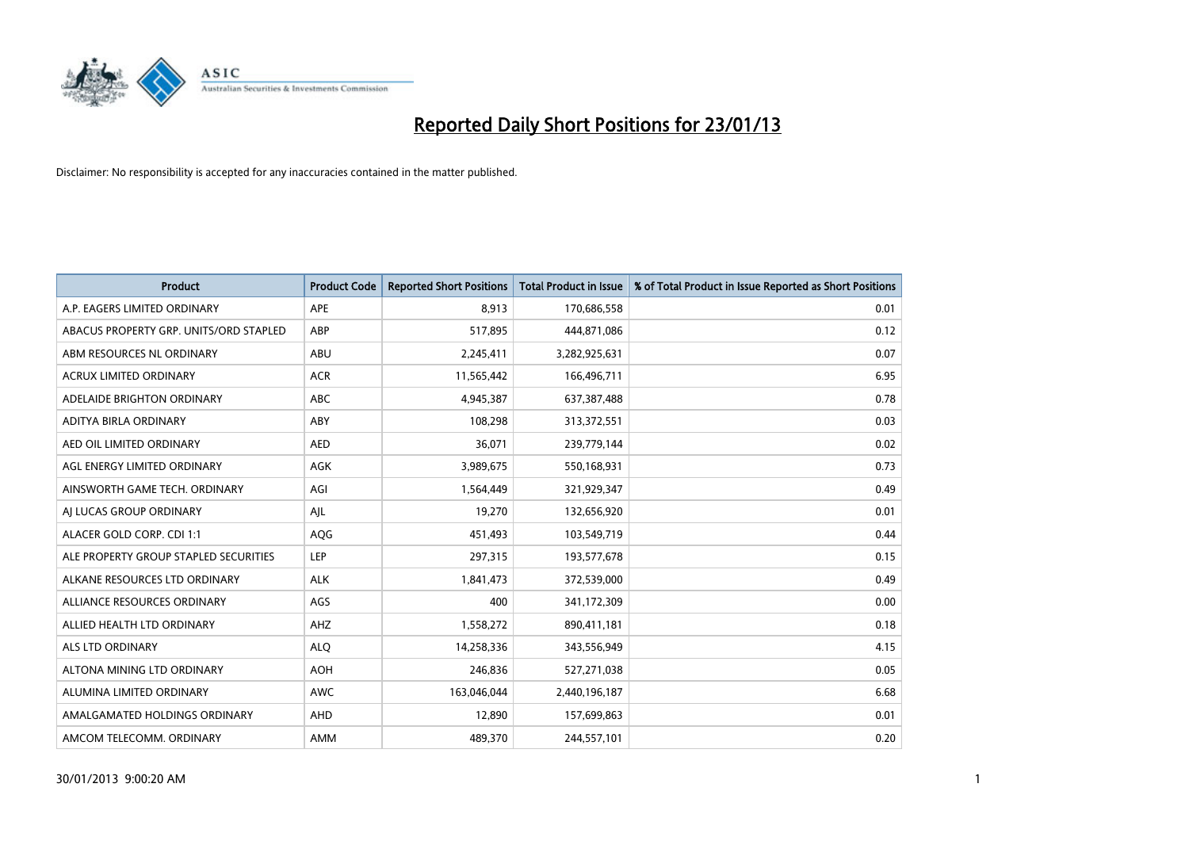# Reported Daily Short Positions for 23/01/13

Disclaimer: No responsibility is accepted for any inaccuracies contained in the matter published.

| Product | Product Code | Reported Short Positions | Total Product in Issue | % of Total Product in Issue Reported as Short Positions |
|---|---|---|---|---|
| A.P. EAGERS LIMITED ORDINARY | APE | 8,913 | 170,686,558 | 0.01 |
| ABACUS PROPERTY GRP. UNITS/ORD STAPLED | ABP | 517,895 | 444,871,086 | 0.12 |
| ABM RESOURCES NL ORDINARY | ABU | 2,245,411 | 3,282,925,631 | 0.07 |
| ACRUX LIMITED ORDINARY | ACR | 11,565,442 | 166,496,711 | 6.95 |
| ADELAIDE BRIGHTON ORDINARY | ABC | 4,945,387 | 637,387,488 | 0.78 |
| ADITYA BIRLA ORDINARY | ABY | 108,298 | 313,372,551 | 0.03 |
| AED OIL LIMITED ORDINARY | AED | 36,071 | 239,779,144 | 0.02 |
| AGL ENERGY LIMITED ORDINARY | AGK | 3,989,675 | 550,168,931 | 0.73 |
| AINSWORTH GAME TECH. ORDINARY | AGI | 1,564,449 | 321,929,347 | 0.49 |
| AJ LUCAS GROUP ORDINARY | AJL | 19,270 | 132,656,920 | 0.01 |
| ALACER GOLD CORP. CDI 1:1 | AQG | 451,493 | 103,549,719 | 0.44 |
| ALE PROPERTY GROUP STAPLED SECURITIES | LEP | 297,315 | 193,577,678 | 0.15 |
| ALKANE RESOURCES LTD ORDINARY | ALK | 1,841,473 | 372,539,000 | 0.49 |
| ALLIANCE RESOURCES ORDINARY | AGS | 400 | 341,172,309 | 0.00 |
| ALLIED HEALTH LTD ORDINARY | AHZ | 1,558,272 | 890,411,181 | 0.18 |
| ALS LTD ORDINARY | ALQ | 14,258,336 | 343,556,949 | 4.15 |
| ALTONA MINING LTD ORDINARY | AOH | 246,836 | 527,271,038 | 0.05 |
| ALUMINA LIMITED ORDINARY | AWC | 163,046,044 | 2,440,196,187 | 6.68 |
| AMALGAMATED HOLDINGS ORDINARY | AHD | 12,890 | 157,699,863 | 0.01 |
| AMCOM TELECOMM. ORDINARY | AMM | 489,370 | 244,557,101 | 0.20 |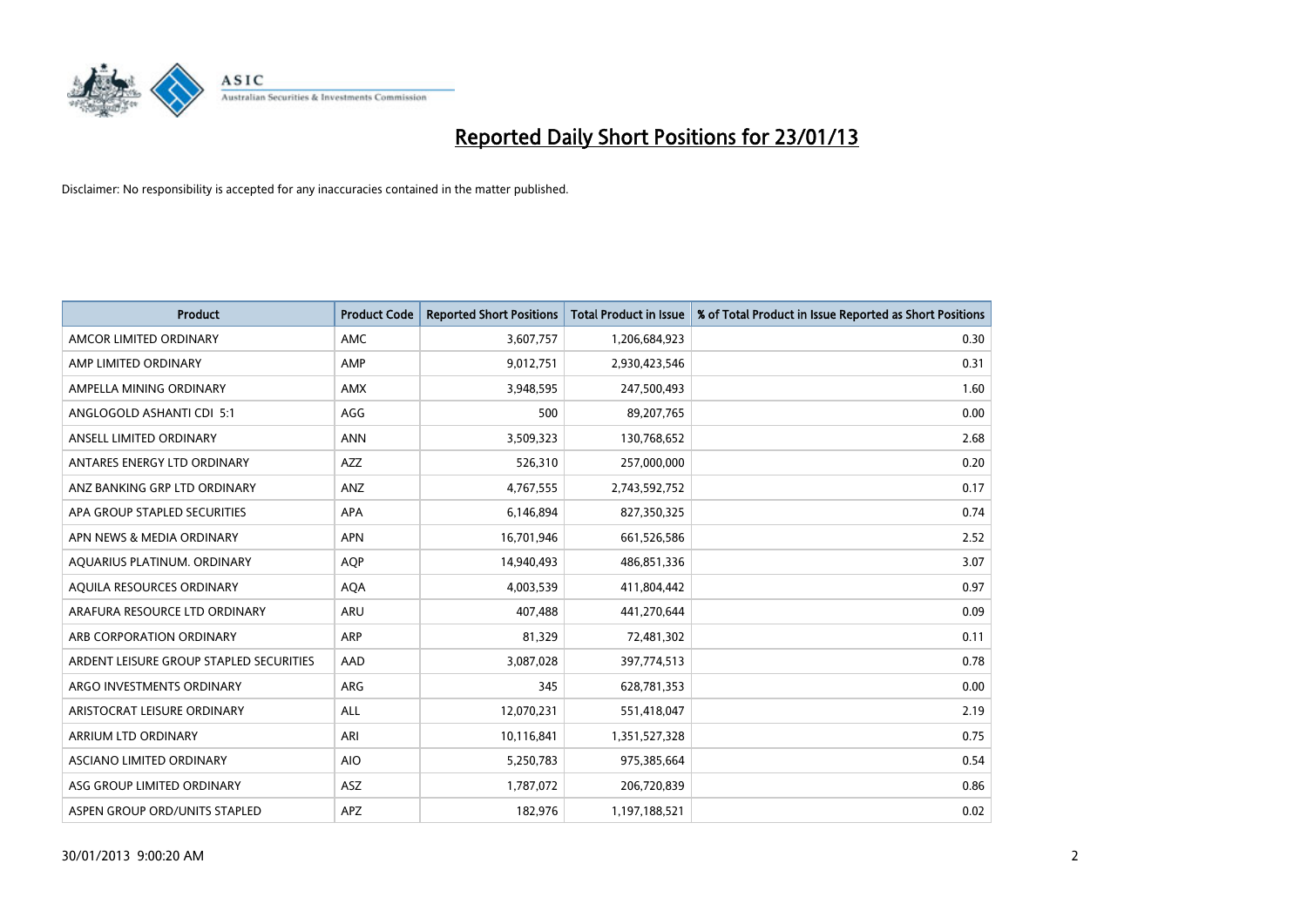# Reported Daily Short Positions for 23/01/13

Disclaimer: No responsibility is accepted for any inaccuracies contained in the matter published.

| Product | Product Code | Reported Short Positions | Total Product in Issue | % of Total Product in Issue Reported as Short Positions |
|---|---|---|---|---|
| AMCOR LIMITED ORDINARY | AMC | 3,607,757 | 1,206,684,923 | 0.30 |
| AMP LIMITED ORDINARY | AMP | 9,012,751 | 2,930,423,546 | 0.31 |
| AMPELLA MINING ORDINARY | AMX | 3,948,595 | 247,500,493 | 1.60 |
| ANGLOGOLD ASHANTI CDI 5:1 | AGG | 500 | 89,207,765 | 0.00 |
| ANSELL LIMITED ORDINARY | ANN | 3,509,323 | 130,768,652 | 2.68 |
| ANTARES ENERGY LTD ORDINARY | AZZ | 526,310 | 257,000,000 | 0.20 |
| ANZ BANKING GRP LTD ORDINARY | ANZ | 4,767,555 | 2,743,592,752 | 0.17 |
| APA GROUP STAPLED SECURITIES | APA | 6,146,894 | 827,350,325 | 0.74 |
| APN NEWS & MEDIA ORDINARY | APN | 16,701,946 | 661,526,586 | 2.52 |
| AQUARIUS PLATINUM. ORDINARY | AQP | 14,940,493 | 486,851,336 | 3.07 |
| AQUILA RESOURCES ORDINARY | AQA | 4,003,539 | 411,804,442 | 0.97 |
| ARAFURA RESOURCE LTD ORDINARY | ARU | 407,488 | 441,270,644 | 0.09 |
| ARB CORPORATION ORDINARY | ARP | 81,329 | 72,481,302 | 0.11 |
| ARDENT LEISURE GROUP STAPLED SECURITIES | AAD | 3,087,028 | 397,774,513 | 0.78 |
| ARGO INVESTMENTS ORDINARY | ARG | 345 | 628,781,353 | 0.00 |
| ARISTOCRAT LEISURE ORDINARY | ALL | 12,070,231 | 551,418,047 | 2.19 |
| ARRIUM LTD ORDINARY | ARI | 10,116,841 | 1,351,527,328 | 0.75 |
| ASCIANO LIMITED ORDINARY | AIO | 5,250,783 | 975,385,664 | 0.54 |
| ASG GROUP LIMITED ORDINARY | ASZ | 1,787,072 | 206,720,839 | 0.86 |
| ASPEN GROUP ORD/UNITS STAPLED | APZ | 182,976 | 1,197,188,521 | 0.02 |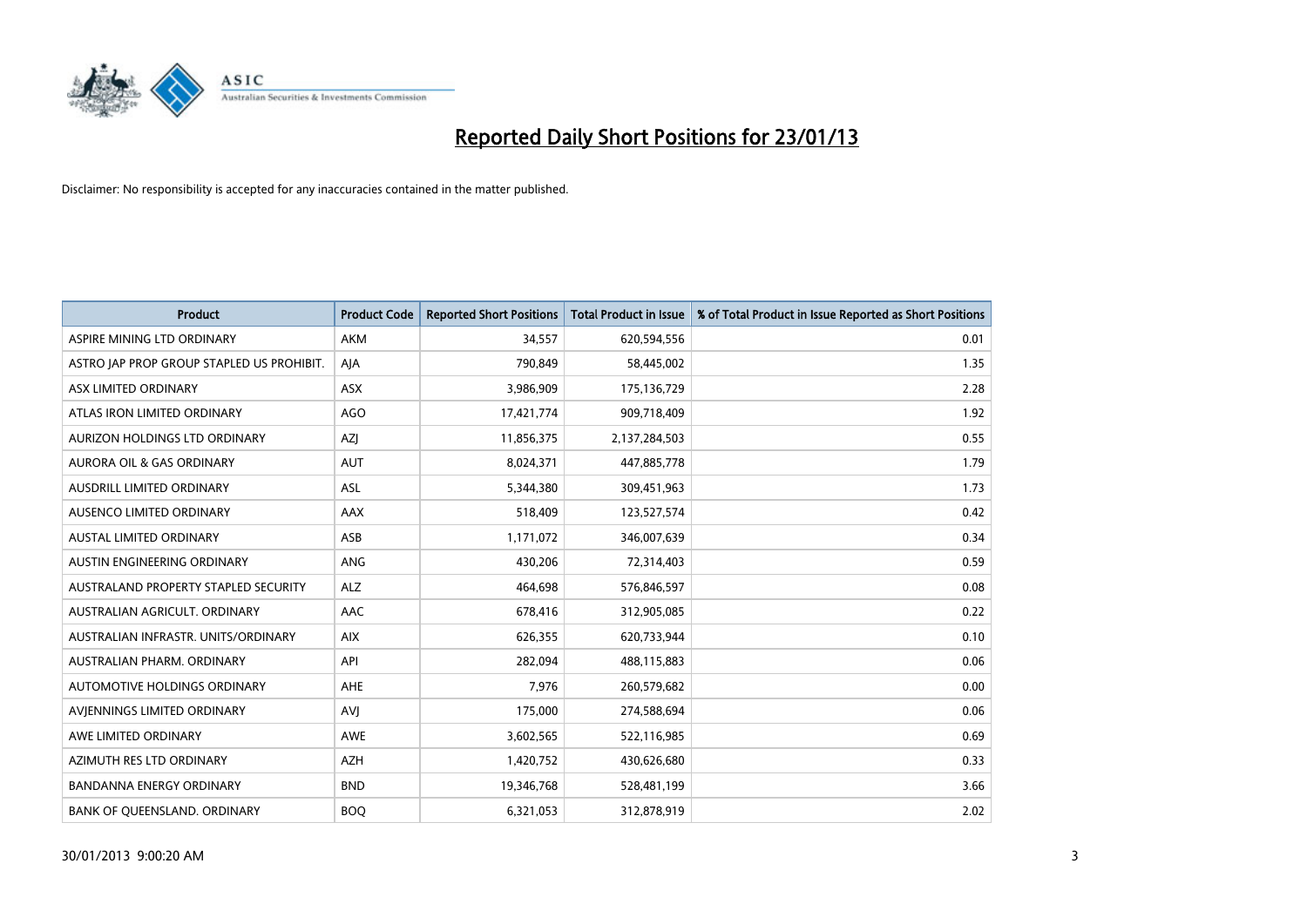# Reported Daily Short Positions for 23/01/13

Disclaimer: No responsibility is accepted for any inaccuracies contained in the matter published.

| Product | Product Code | Reported Short Positions | Total Product in Issue | % of Total Product in Issue Reported as Short Positions |
|---|---|---|---|---|
| ASPIRE MINING LTD ORDINARY | AKM | 34,557 | 620,594,556 | 0.01 |
| ASTRO JAP PROP GROUP STAPLED US PROHIBIT. | AJA | 790,849 | 58,445,002 | 1.35 |
| ASX LIMITED ORDINARY | ASX | 3,986,909 | 175,136,729 | 2.28 |
| ATLAS IRON LIMITED ORDINARY | AGO | 17,421,774 | 909,718,409 | 1.92 |
| AURIZON HOLDINGS LTD ORDINARY | AZJ | 11,856,375 | 2,137,284,503 | 0.55 |
| AURORA OIL & GAS ORDINARY | AUT | 8,024,371 | 447,885,778 | 1.79 |
| AUSDRILL LIMITED ORDINARY | ASL | 5,344,380 | 309,451,963 | 1.73 |
| AUSENCO LIMITED ORDINARY | AAX | 518,409 | 123,527,574 | 0.42 |
| AUSTAL LIMITED ORDINARY | ASB | 1,171,072 | 346,007,639 | 0.34 |
| AUSTIN ENGINEERING ORDINARY | ANG | 430,206 | 72,314,403 | 0.59 |
| AUSTRALAND PROPERTY STAPLED SECURITY | ALZ | 464,698 | 576,846,597 | 0.08 |
| AUSTRALIAN AGRICULT. ORDINARY | AAC | 678,416 | 312,905,085 | 0.22 |
| AUSTRALIAN INFRASTR. UNITS/ORDINARY | AIX | 626,355 | 620,733,944 | 0.10 |
| AUSTRALIAN PHARM. ORDINARY | API | 282,094 | 488,115,883 | 0.06 |
| AUTOMOTIVE HOLDINGS ORDINARY | AHE | 7,976 | 260,579,682 | 0.00 |
| AVJENNINGS LIMITED ORDINARY | AVJ | 175,000 | 274,588,694 | 0.06 |
| AWE LIMITED ORDINARY | AWE | 3,602,565 | 522,116,985 | 0.69 |
| AZIMUTH RES LTD ORDINARY | AZH | 1,420,752 | 430,626,680 | 0.33 |
| BANDANNA ENERGY ORDINARY | BND | 19,346,768 | 528,481,199 | 3.66 |
| BANK OF QUEENSLAND. ORDINARY | BOQ | 6,321,053 | 312,878,919 | 2.02 |

30/01/2013 9:00:20 AM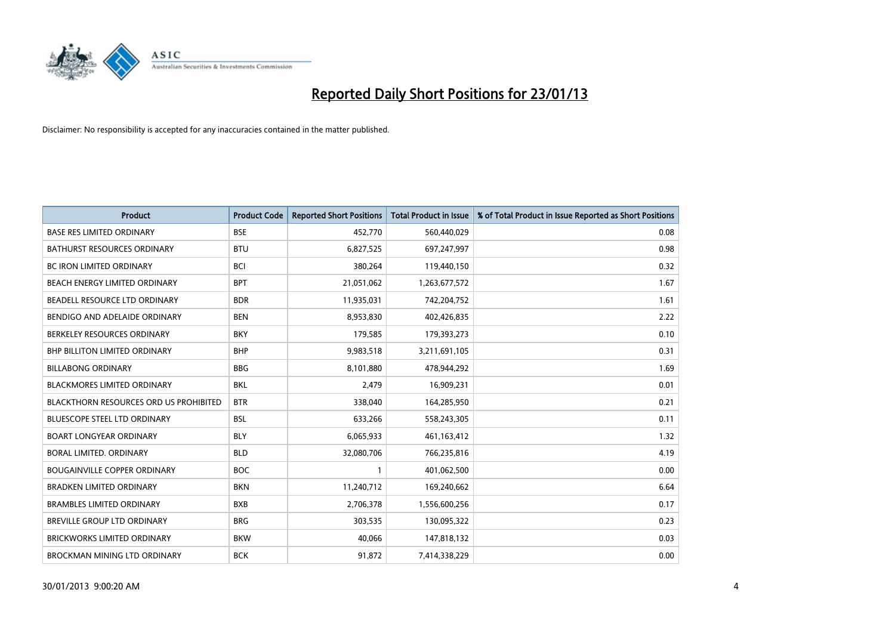# Reported Daily Short Positions for 23/01/13

Disclaimer: No responsibility is accepted for any inaccuracies contained in the matter published.

| Product | Product Code | Reported Short Positions | Total Product in Issue | % of Total Product in Issue Reported as Short Positions |
|---|---|---|---|---|
| BASE RES LIMITED ORDINARY | BSE | 452,770 | 560,440,029 | 0.08 |
| BATHURST RESOURCES ORDINARY | BTU | 6,827,525 | 697,247,997 | 0.98 |
| BC IRON LIMITED ORDINARY | BCI | 380,264 | 119,440,150 | 0.32 |
| BEACH ENERGY LIMITED ORDINARY | BPT | 21,051,062 | 1,263,677,572 | 1.67 |
| BEADELL RESOURCE LTD ORDINARY | BDR | 11,935,031 | 742,204,752 | 1.61 |
| BENDIGO AND ADELAIDE ORDINARY | BEN | 8,953,830 | 402,426,835 | 2.22 |
| BERKELEY RESOURCES ORDINARY | BKY | 179,585 | 179,393,273 | 0.10 |
| BHP BILLITON LIMITED ORDINARY | BHP | 9,983,518 | 3,211,691,105 | 0.31 |
| BILLABONG ORDINARY | BBG | 8,101,880 | 478,944,292 | 1.69 |
| BLACKMORES LIMITED ORDINARY | BKL | 2,479 | 16,909,231 | 0.01 |
| BLACKTHORN RESOURCES ORD US PROHIBITED | BTR | 338,040 | 164,285,950 | 0.21 |
| BLUESCOPE STEEL LTD ORDINARY | BSL | 633,266 | 558,243,305 | 0.11 |
| BOART LONGYEAR ORDINARY | BLY | 6,065,933 | 461,163,412 | 1.32 |
| BORAL LIMITED. ORDINARY | BLD | 32,080,706 | 766,235,816 | 4.19 |
| BOUGAINVILLE COPPER ORDINARY | BOC | 1 | 401,062,500 | 0.00 |
| BRADKEN LIMITED ORDINARY | BKN | 11,240,712 | 169,240,662 | 6.64 |
| BRAMBLES LIMITED ORDINARY | BXB | 2,706,378 | 1,556,600,256 | 0.17 |
| BREVILLE GROUP LTD ORDINARY | BRG | 303,535 | 130,095,322 | 0.23 |
| BRICKWORKS LIMITED ORDINARY | BKW | 40,066 | 147,818,132 | 0.03 |
| BROCKMAN MINING LTD ORDINARY | BCK | 91,872 | 7,414,338,229 | 0.00 |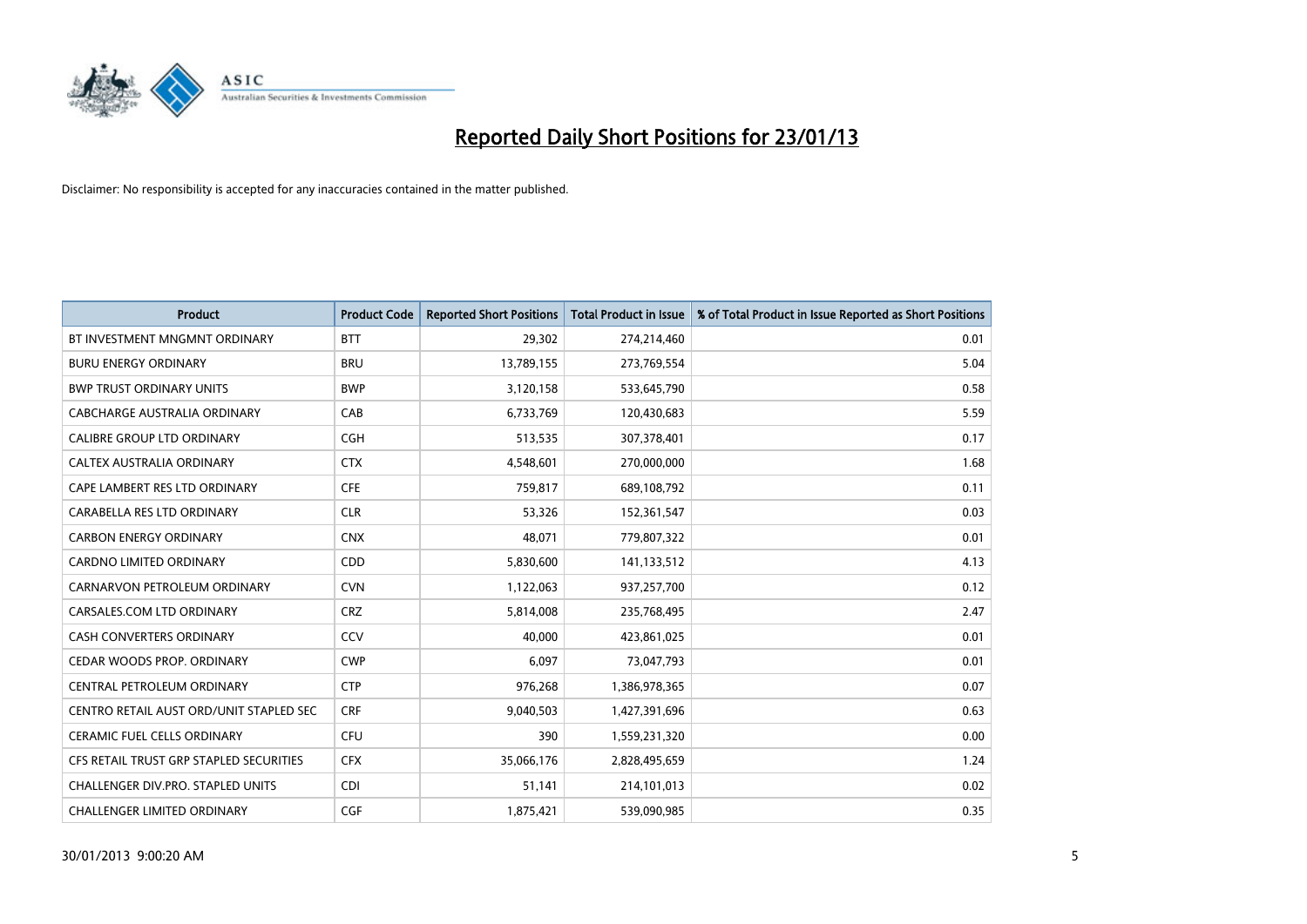# Reported Daily Short Positions for 23/01/13

Disclaimer: No responsibility is accepted for any inaccuracies contained in the matter published.

| Product | Product Code | Reported Short Positions | Total Product in Issue | % of Total Product in Issue Reported as Short Positions |
|---|---|---|---|---|
| BT INVESTMENT MNGMNT ORDINARY | BTT | 29,302 | 274,214,460 | 0.01 |
| BURU ENERGY ORDINARY | BRU | 13,789,155 | 273,769,554 | 5.04 |
| BWP TRUST ORDINARY UNITS | BWP | 3,120,158 | 533,645,790 | 0.58 |
| CABCHARGE AUSTRALIA ORDINARY | CAB | 6,733,769 | 120,430,683 | 5.59 |
| CALIBRE GROUP LTD ORDINARY | CGH | 513,535 | 307,378,401 | 0.17 |
| CALTEX AUSTRALIA ORDINARY | CTX | 4,548,601 | 270,000,000 | 1.68 |
| CAPE LAMBERT RES LTD ORDINARY | CFE | 759,817 | 689,108,792 | 0.11 |
| CARABELLA RES LTD ORDINARY | CLR | 53,326 | 152,361,547 | 0.03 |
| CARBON ENERGY ORDINARY | CNX | 48,071 | 779,807,322 | 0.01 |
| CARDNO LIMITED ORDINARY | CDD | 5,830,600 | 141,133,512 | 4.13 |
| CARNARVON PETROLEUM ORDINARY | CVN | 1,122,063 | 937,257,700 | 0.12 |
| CARSALES.COM LTD ORDINARY | CRZ | 5,814,008 | 235,768,495 | 2.47 |
| CASH CONVERTERS ORDINARY | CCV | 40,000 | 423,861,025 | 0.01 |
| CEDAR WOODS PROP. ORDINARY | CWP | 6,097 | 73,047,793 | 0.01 |
| CENTRAL PETROLEUM ORDINARY | CTP | 976,268 | 1,386,978,365 | 0.07 |
| CENTRO RETAIL AUST ORD/UNIT STAPLED SEC | CRF | 9,040,503 | 1,427,391,696 | 0.63 |
| CERAMIC FUEL CELLS ORDINARY | CFU | 390 | 1,559,231,320 | 0.00 |
| CFS RETAIL TRUST GRP STAPLED SECURITIES | CFX | 35,066,176 | 2,828,495,659 | 1.24 |
| CHALLENGER DIV.PRO. STAPLED UNITS | CDI | 51,141 | 214,101,013 | 0.02 |
| CHALLENGER LIMITED ORDINARY | CGF | 1,875,421 | 539,090,985 | 0.35 |

30/01/2013 9:00:20 AM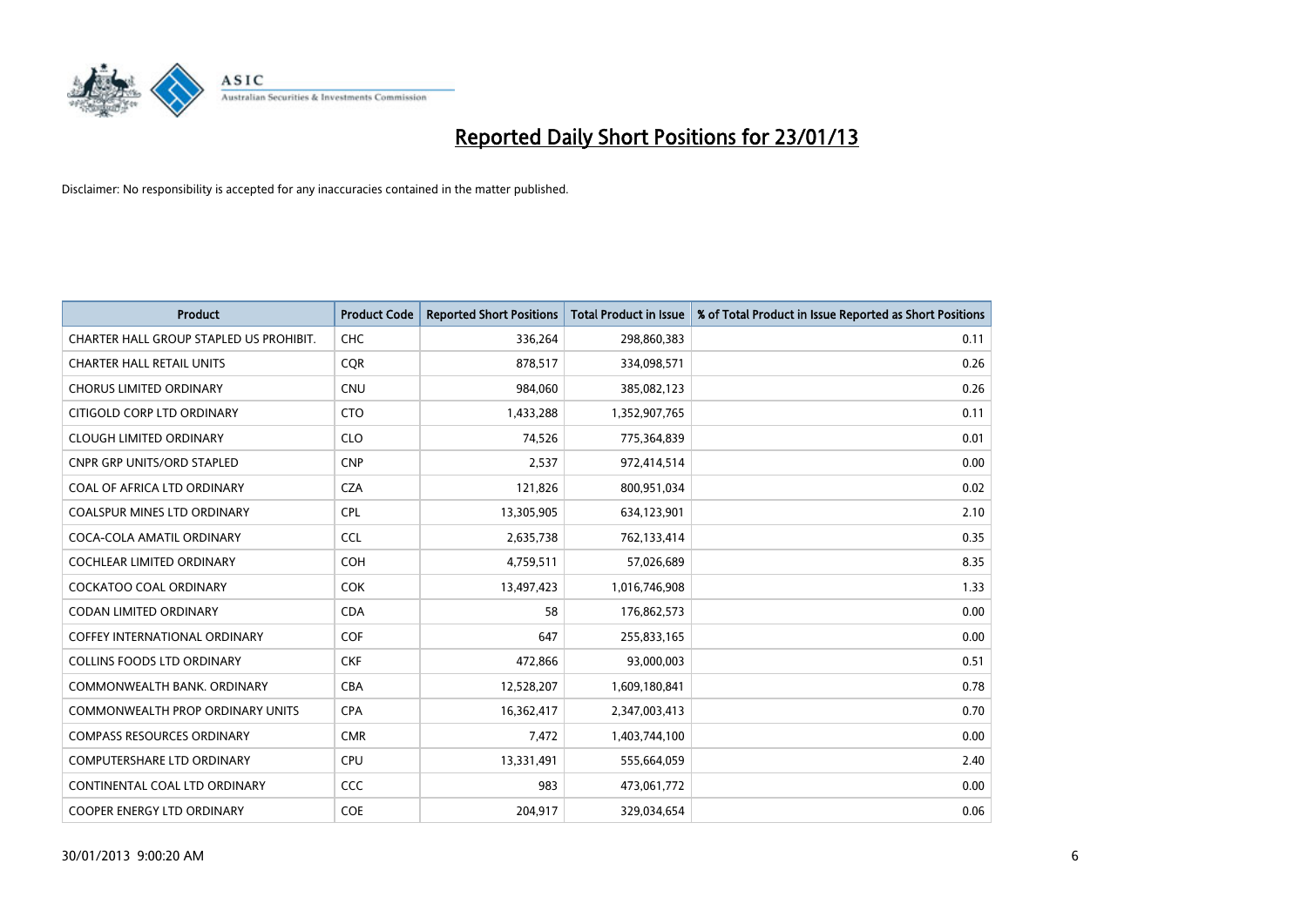# Reported Daily Short Positions for 23/01/13

Disclaimer: No responsibility is accepted for any inaccuracies contained in the matter published.

| Product | Product Code | Reported Short Positions | Total Product in Issue | % of Total Product in Issue Reported as Short Positions |
|---|---|---|---|---|
| CHARTER HALL GROUP STAPLED US PROHIBIT. | CHC | 336,264 | 298,860,383 | 0.11 |
| CHARTER HALL RETAIL UNITS | CQR | 878,517 | 334,098,571 | 0.26 |
| CHORUS LIMITED ORDINARY | CNU | 984,060 | 385,082,123 | 0.26 |
| CITIGOLD CORP LTD ORDINARY | CTO | 1,433,288 | 1,352,907,765 | 0.11 |
| CLOUGH LIMITED ORDINARY | CLO | 74,526 | 775,364,839 | 0.01 |
| CNPR GRP UNITS/ORD STAPLED | CNP | 2,537 | 972,414,514 | 0.00 |
| COAL OF AFRICA LTD ORDINARY | CZA | 121,826 | 800,951,034 | 0.02 |
| COALSPUR MINES LTD ORDINARY | CPL | 13,305,905 | 634,123,901 | 2.10 |
| COCA-COLA AMATIL ORDINARY | CCL | 2,635,738 | 762,133,414 | 0.35 |
| COCHLEAR LIMITED ORDINARY | COH | 4,759,511 | 57,026,689 | 8.35 |
| COCKATOO COAL ORDINARY | COK | 13,497,423 | 1,016,746,908 | 1.33 |
| CODAN LIMITED ORDINARY | CDA | 58 | 176,862,573 | 0.00 |
| COFFEY INTERNATIONAL ORDINARY | COF | 647 | 255,833,165 | 0.00 |
| COLLINS FOODS LTD ORDINARY | CKF | 472,866 | 93,000,003 | 0.51 |
| COMMONWEALTH BANK. ORDINARY | CBA | 12,528,207 | 1,609,180,841 | 0.78 |
| COMMONWEALTH PROP ORDINARY UNITS | CPA | 16,362,417 | 2,347,003,413 | 0.70 |
| COMPASS RESOURCES ORDINARY | CMR | 7,472 | 1,403,744,100 | 0.00 |
| COMPUTERSHARE LTD ORDINARY | CPU | 13,331,491 | 555,664,059 | 2.40 |
| CONTINENTAL COAL LTD ORDINARY | CCC | 983 | 473,061,772 | 0.00 |
| COOPER ENERGY LTD ORDINARY | COE | 204,917 | 329,034,654 | 0.06 |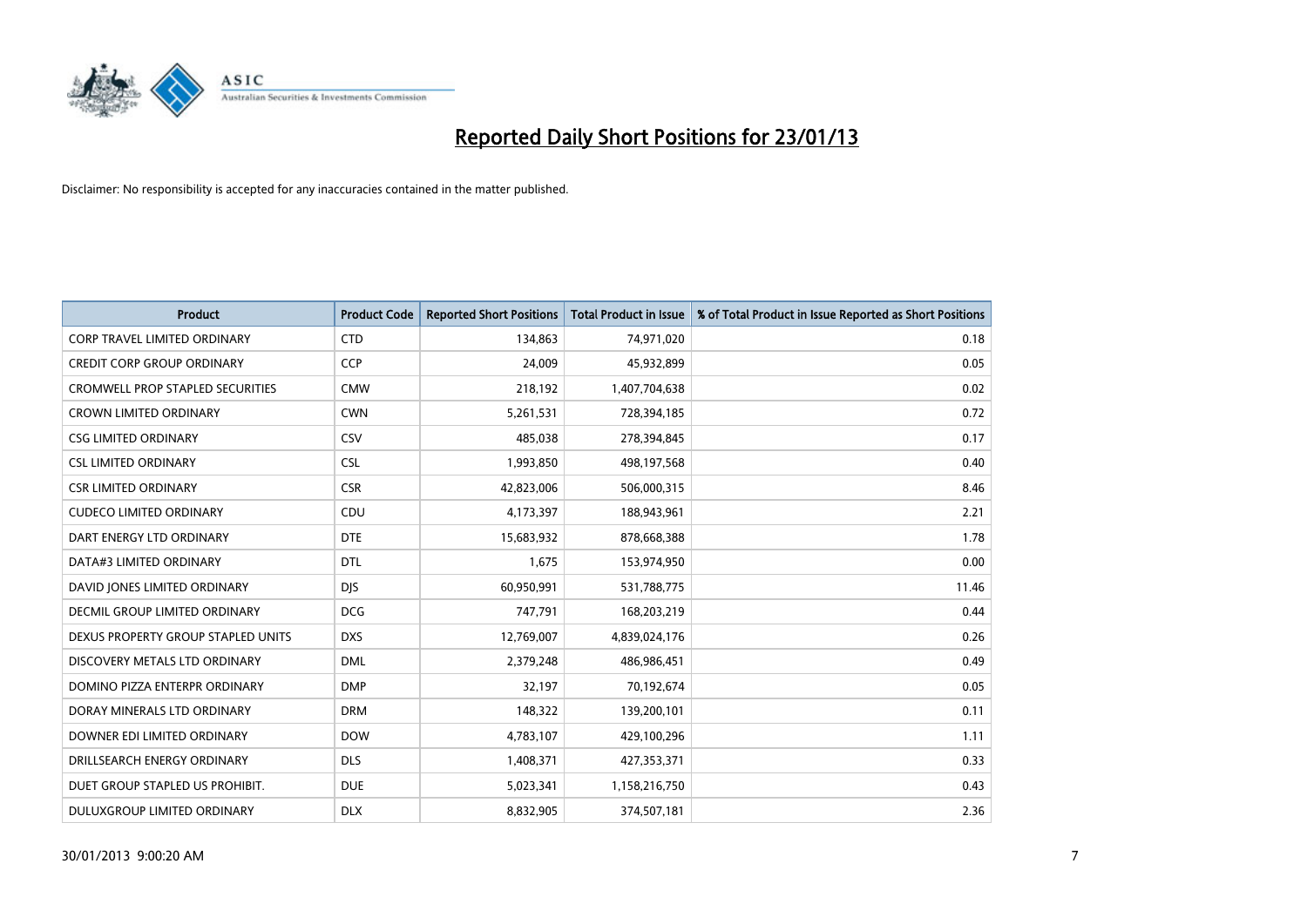# Reported Daily Short Positions for 23/01/13

Disclaimer: No responsibility is accepted for any inaccuracies contained in the matter published.

| Product | Product Code | Reported Short Positions | Total Product in Issue | % of Total Product in Issue Reported as Short Positions |
|---|---|---|---|---|
| CORP TRAVEL LIMITED ORDINARY | CTD | 134,863 | 74,971,020 | 0.18 |
| CREDIT CORP GROUP ORDINARY | CCP | 24,009 | 45,932,899 | 0.05 |
| CROMWELL PROP STAPLED SECURITIES | CMW | 218,192 | 1,407,704,638 | 0.02 |
| CROWN LIMITED ORDINARY | CWN | 5,261,531 | 728,394,185 | 0.72 |
| CSG LIMITED ORDINARY | CSV | 485,038 | 278,394,845 | 0.17 |
| CSL LIMITED ORDINARY | CSL | 1,993,850 | 498,197,568 | 0.40 |
| CSR LIMITED ORDINARY | CSR | 42,823,006 | 506,000,315 | 8.46 |
| CUDECO LIMITED ORDINARY | CDU | 4,173,397 | 188,943,961 | 2.21 |
| DART ENERGY LTD ORDINARY | DTE | 15,683,932 | 878,668,388 | 1.78 |
| DATA#3 LIMITED ORDINARY | DTL | 1,675 | 153,974,950 | 0.00 |
| DAVID JONES LIMITED ORDINARY | DJS | 60,950,991 | 531,788,775 | 11.46 |
| DECMIL GROUP LIMITED ORDINARY | DCG | 747,791 | 168,203,219 | 0.44 |
| DEXUS PROPERTY GROUP STAPLED UNITS | DXS | 12,769,007 | 4,839,024,176 | 0.26 |
| DISCOVERY METALS LTD ORDINARY | DML | 2,379,248 | 486,986,451 | 0.49 |
| DOMINO PIZZA ENTERPR ORDINARY | DMP | 32,197 | 70,192,674 | 0.05 |
| DORAY MINERALS LTD ORDINARY | DRM | 148,322 | 139,200,101 | 0.11 |
| DOWNER EDI LIMITED ORDINARY | DOW | 4,783,107 | 429,100,296 | 1.11 |
| DRILLSEARCH ENERGY ORDINARY | DLS | 1,408,371 | 427,353,371 | 0.33 |
| DUET GROUP STAPLED US PROHIBIT. | DUE | 5,023,341 | 1,158,216,750 | 0.43 |
| DULUXGROUP LIMITED ORDINARY | DLX | 8,832,905 | 374,507,181 | 2.36 |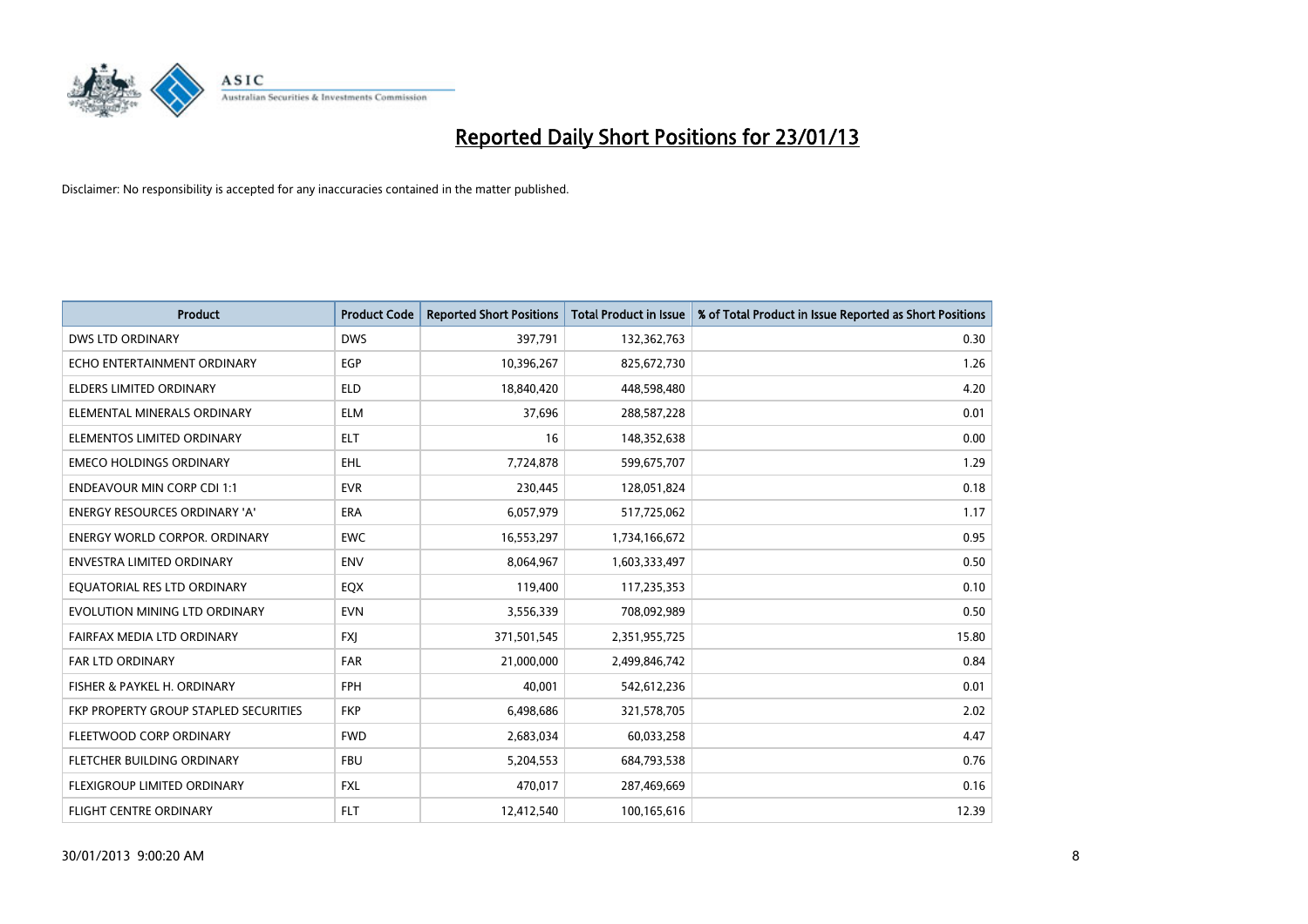# Reported Daily Short Positions for 23/01/13

Disclaimer: No responsibility is accepted for any inaccuracies contained in the matter published.

| Product | Product Code | Reported Short Positions | Total Product in Issue | % of Total Product in Issue Reported as Short Positions |
|---|---|---|---|---|
| DWS LTD ORDINARY | DWS | 397,791 | 132,362,763 | 0.30 |
| ECHO ENTERTAINMENT ORDINARY | EGP | 10,396,267 | 825,672,730 | 1.26 |
| ELDERS LIMITED ORDINARY | ELD | 18,840,420 | 448,598,480 | 4.20 |
| ELEMENTAL MINERALS ORDINARY | ELM | 37,696 | 288,587,228 | 0.01 |
| ELEMENTOS LIMITED ORDINARY | ELT | 16 | 148,352,638 | 0.00 |
| EMECO HOLDINGS ORDINARY | EHL | 7,724,878 | 599,675,707 | 1.29 |
| ENDEAVOUR MIN CORP CDI 1:1 | EVR | 230,445 | 128,051,824 | 0.18 |
| ENERGY RESOURCES ORDINARY 'A' | ERA | 6,057,979 | 517,725,062 | 1.17 |
| ENERGY WORLD CORPOR. ORDINARY | EWC | 16,553,297 | 1,734,166,672 | 0.95 |
| ENVESTRA LIMITED ORDINARY | ENV | 8,064,967 | 1,603,333,497 | 0.50 |
| EQUATORIAL RES LTD ORDINARY | EQX | 119,400 | 117,235,353 | 0.10 |
| EVOLUTION MINING LTD ORDINARY | EVN | 3,556,339 | 708,092,989 | 0.50 |
| FAIRFAX MEDIA LTD ORDINARY | FXJ | 371,501,545 | 2,351,955,725 | 15.80 |
| FAR LTD ORDINARY | FAR | 21,000,000 | 2,499,846,742 | 0.84 |
| FISHER & PAYKEL H. ORDINARY | FPH | 40,001 | 542,612,236 | 0.01 |
| FKP PROPERTY GROUP STAPLED SECURITIES | FKP | 6,498,686 | 321,578,705 | 2.02 |
| FLEETWOOD CORP ORDINARY | FWD | 2,683,034 | 60,033,258 | 4.47 |
| FLETCHER BUILDING ORDINARY | FBU | 5,204,553 | 684,793,538 | 0.76 |
| FLEXIGROUP LIMITED ORDINARY | FXL | 470,017 | 287,469,669 | 0.16 |
| FLIGHT CENTRE ORDINARY | FLT | 12,412,540 | 100,165,616 | 12.39 |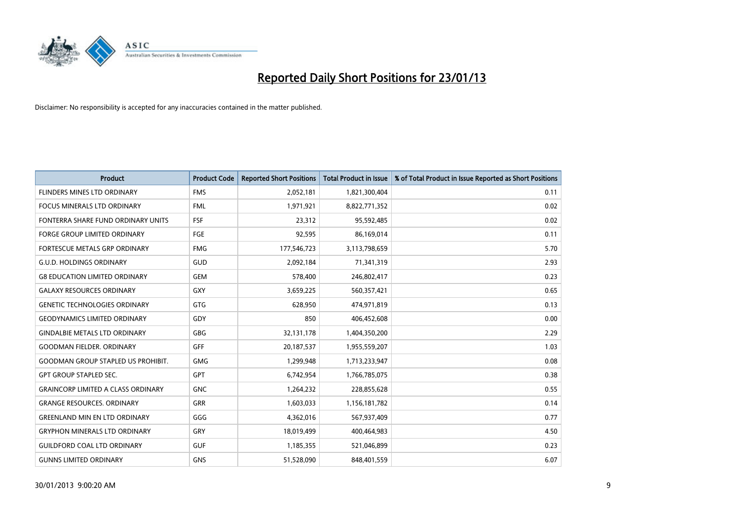# Reported Daily Short Positions for 23/01/13

Disclaimer: No responsibility is accepted for any inaccuracies contained in the matter published.

| Product | Product Code | Reported Short Positions | Total Product in Issue | % of Total Product in Issue Reported as Short Positions |
|---|---|---|---|---|
| FLINDERS MINES LTD ORDINARY | FMS | 2,052,181 | 1,821,300,404 | 0.11 |
| FOCUS MINERALS LTD ORDINARY | FML | 1,971,921 | 8,822,771,352 | 0.02 |
| FONTERRA SHARE FUND ORDINARY UNITS | FSF | 23,312 | 95,592,485 | 0.02 |
| FORGE GROUP LIMITED ORDINARY | FGE | 92,595 | 86,169,014 | 0.11 |
| FORTESCUE METALS GRP ORDINARY | FMG | 177,546,723 | 3,113,798,659 | 5.70 |
| G.U.D. HOLDINGS ORDINARY | GUD | 2,092,184 | 71,341,319 | 2.93 |
| G8 EDUCATION LIMITED ORDINARY | GEM | 578,400 | 246,802,417 | 0.23 |
| GALAXY RESOURCES ORDINARY | GXY | 3,659,225 | 560,357,421 | 0.65 |
| GENETIC TECHNOLOGIES ORDINARY | GTG | 628,950 | 474,971,819 | 0.13 |
| GEODYNAMICS LIMITED ORDINARY | GDY | 850 | 406,452,608 | 0.00 |
| GINDALBIE METALS LTD ORDINARY | GBG | 32,131,178 | 1,404,350,200 | 2.29 |
| GOODMAN FIELDER. ORDINARY | GFF | 20,187,537 | 1,955,559,207 | 1.03 |
| GOODMAN GROUP STAPLED US PROHIBIT. | GMG | 1,299,948 | 1,713,233,947 | 0.08 |
| GPT GROUP STAPLED SEC. | GPT | 6,742,954 | 1,766,785,075 | 0.38 |
| GRAINCORP LIMITED A CLASS ORDINARY | GNC | 1,264,232 | 228,855,628 | 0.55 |
| GRANGE RESOURCES. ORDINARY | GRR | 1,603,033 | 1,156,181,782 | 0.14 |
| GREENLAND MIN EN LTD ORDINARY | GGG | 4,362,016 | 567,937,409 | 0.77 |
| GRYPHON MINERALS LTD ORDINARY | GRY | 18,019,499 | 400,464,983 | 4.50 |
| GUILDFORD COAL LTD ORDINARY | GUF | 1,185,355 | 521,046,899 | 0.23 |
| GUNNS LIMITED ORDINARY | GNS | 51,528,090 | 848,401,559 | 6.07 |

30/01/2013 9:00:20 AM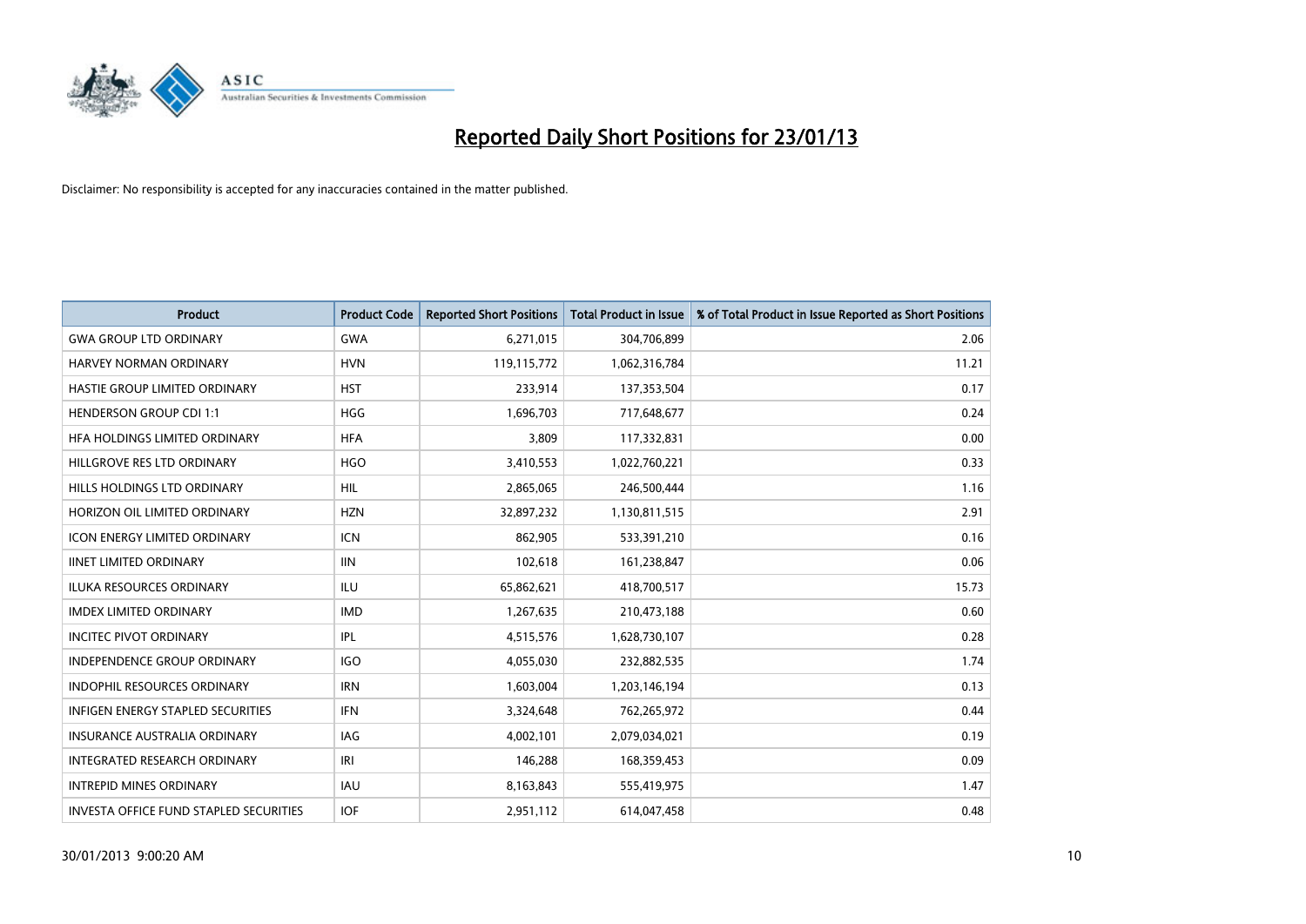# Reported Daily Short Positions for 23/01/13

Disclaimer: No responsibility is accepted for any inaccuracies contained in the matter published.

| Product | Product Code | Reported Short Positions | Total Product in Issue | % of Total Product in Issue Reported as Short Positions |
|---|---|---|---|---|
| GWA GROUP LTD ORDINARY | GWA | 6,271,015 | 304,706,899 | 2.06 |
| HARVEY NORMAN ORDINARY | HVN | 119,115,772 | 1,062,316,784 | 11.21 |
| HASTIE GROUP LIMITED ORDINARY | HST | 233,914 | 137,353,504 | 0.17 |
| HENDERSON GROUP CDI 1:1 | HGG | 1,696,703 | 717,648,677 | 0.24 |
| HFA HOLDINGS LIMITED ORDINARY | HFA | 3,809 | 117,332,831 | 0.00 |
| HILLGROVE RES LTD ORDINARY | HGO | 3,410,553 | 1,022,760,221 | 0.33 |
| HILLS HOLDINGS LTD ORDINARY | HIL | 2,865,065 | 246,500,444 | 1.16 |
| HORIZON OIL LIMITED ORDINARY | HZN | 32,897,232 | 1,130,811,515 | 2.91 |
| ICON ENERGY LIMITED ORDINARY | ICN | 862,905 | 533,391,210 | 0.16 |
| IINET LIMITED ORDINARY | IIN | 102,618 | 161,238,847 | 0.06 |
| ILUKA RESOURCES ORDINARY | ILU | 65,862,621 | 418,700,517 | 15.73 |
| IMDEX LIMITED ORDINARY | IMD | 1,267,635 | 210,473,188 | 0.60 |
| INCITEC PIVOT ORDINARY | IPL | 4,515,576 | 1,628,730,107 | 0.28 |
| INDEPENDENCE GROUP ORDINARY | IGO | 4,055,030 | 232,882,535 | 1.74 |
| INDOPHIL RESOURCES ORDINARY | IRN | 1,603,004 | 1,203,146,194 | 0.13 |
| INFIGEN ENERGY STAPLED SECURITIES | IFN | 3,324,648 | 762,265,972 | 0.44 |
| INSURANCE AUSTRALIA ORDINARY | IAG | 4,002,101 | 2,079,034,021 | 0.19 |
| INTEGRATED RESEARCH ORDINARY | IRI | 146,288 | 168,359,453 | 0.09 |
| INTREPID MINES ORDINARY | IAU | 8,163,843 | 555,419,975 | 1.47 |
| INVESTA OFFICE FUND STAPLED SECURITIES | IOF | 2,951,112 | 614,047,458 | 0.48 |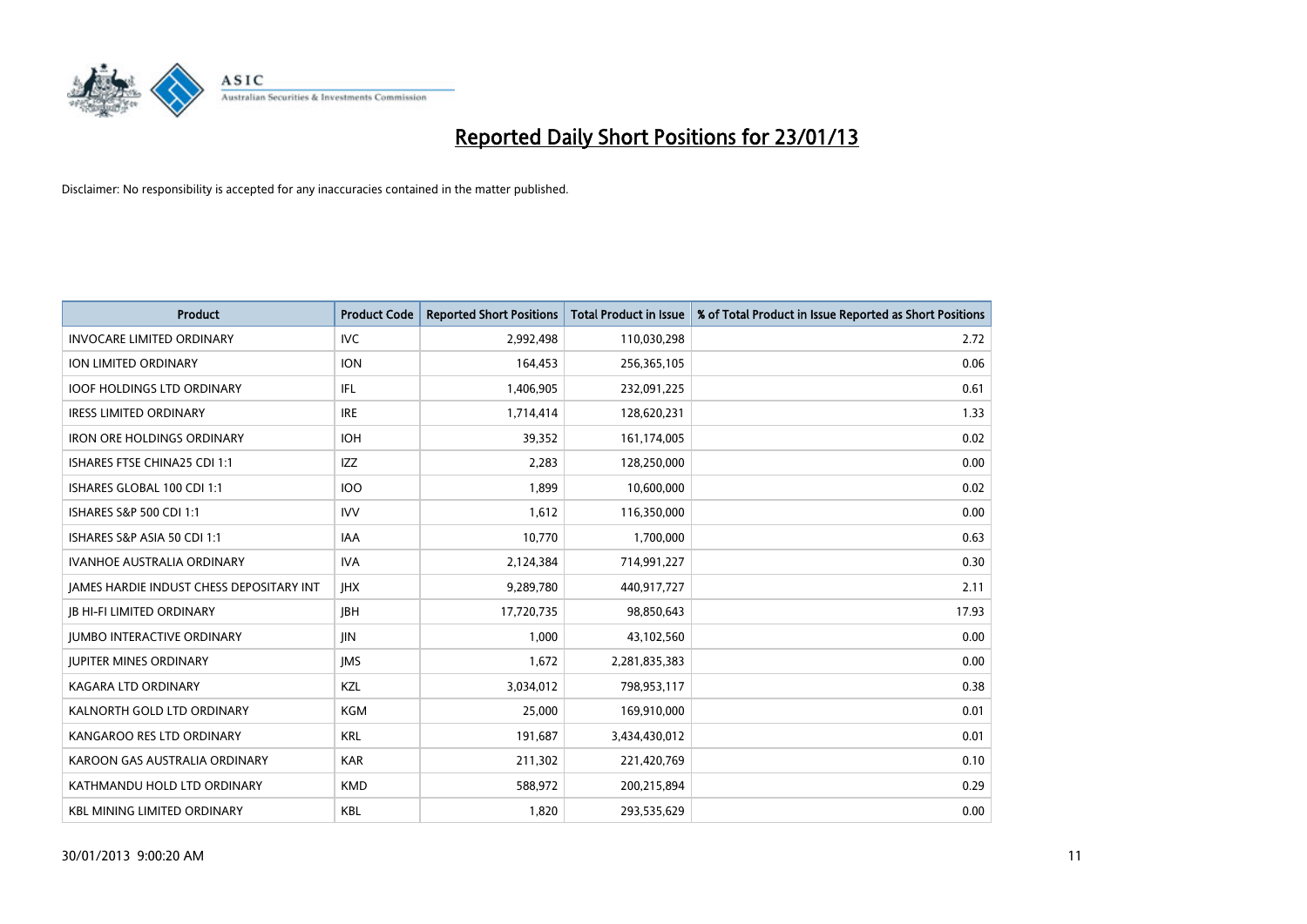# Reported Daily Short Positions for 23/01/13

Disclaimer: No responsibility is accepted for any inaccuracies contained in the matter published.

| Product | Product Code | Reported Short Positions | Total Product in Issue | % of Total Product in Issue Reported as Short Positions |
|---|---|---|---|---|
| INVOCARE LIMITED ORDINARY | IVC | 2,992,498 | 110,030,298 | 2.72 |
| ION LIMITED ORDINARY | ION | 164,453 | 256,365,105 | 0.06 |
| IOOF HOLDINGS LTD ORDINARY | IFL | 1,406,905 | 232,091,225 | 0.61 |
| IRESS LIMITED ORDINARY | IRE | 1,714,414 | 128,620,231 | 1.33 |
| IRON ORE HOLDINGS ORDINARY | IOH | 39,352 | 161,174,005 | 0.02 |
| ISHARES FTSE CHINA25 CDI 1:1 | IZZ | 2,283 | 128,250,000 | 0.00 |
| ISHARES GLOBAL 100 CDI 1:1 | IOO | 1,899 | 10,600,000 | 0.02 |
| ISHARES S&P 500 CDI 1:1 | IVV | 1,612 | 116,350,000 | 0.00 |
| ISHARES S&P ASIA 50 CDI 1:1 | IAA | 10,770 | 1,700,000 | 0.63 |
| IVANHOE AUSTRALIA ORDINARY | IVA | 2,124,384 | 714,991,227 | 0.30 |
| JAMES HARDIE INDUST CHESS DEPOSITARY INT | JHX | 9,289,780 | 440,917,727 | 2.11 |
| JB HI-FI LIMITED ORDINARY | JBH | 17,720,735 | 98,850,643 | 17.93 |
| JUMBO INTERACTIVE ORDINARY | JIN | 1,000 | 43,102,560 | 0.00 |
| JUPITER MINES ORDINARY | JMS | 1,672 | 2,281,835,383 | 0.00 |
| KAGARA LTD ORDINARY | KZL | 3,034,012 | 798,953,117 | 0.38 |
| KALNORTH GOLD LTD ORDINARY | KGM | 25,000 | 169,910,000 | 0.01 |
| KANGAROO RES LTD ORDINARY | KRL | 191,687 | 3,434,430,012 | 0.01 |
| KAROON GAS AUSTRALIA ORDINARY | KAR | 211,302 | 221,420,769 | 0.10 |
| KATHMANDU HOLD LTD ORDINARY | KMD | 588,972 | 200,215,894 | 0.29 |
| KBL MINING LIMITED ORDINARY | KBL | 1,820 | 293,535,629 | 0.00 |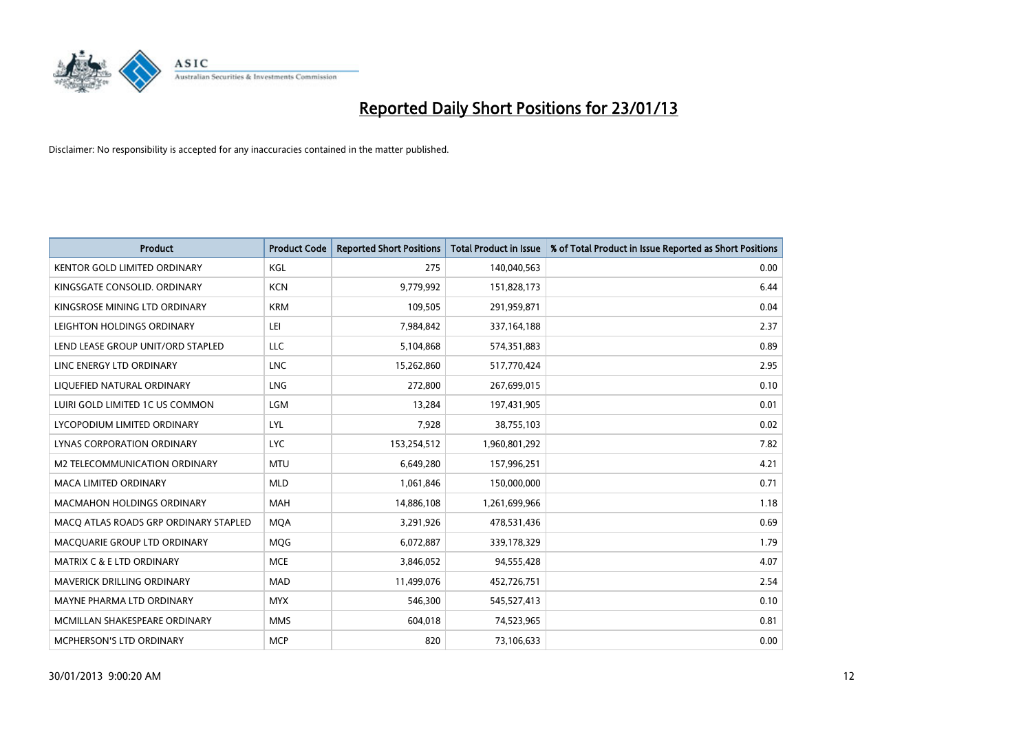# Reported Daily Short Positions for 23/01/13

Disclaimer: No responsibility is accepted for any inaccuracies contained in the matter published.

| Product | Product Code | Reported Short Positions | Total Product in Issue | % of Total Product in Issue Reported as Short Positions |
|---|---|---|---|---|
| KENTOR GOLD LIMITED ORDINARY | KGL | 275 | 140,040,563 | 0.00 |
| KINGSGATE CONSOLID. ORDINARY | KCN | 9,779,992 | 151,828,173 | 6.44 |
| KINGSROSE MINING LTD ORDINARY | KRM | 109,505 | 291,959,871 | 0.04 |
| LEIGHTON HOLDINGS ORDINARY | LEI | 7,984,842 | 337,164,188 | 2.37 |
| LEND LEASE GROUP UNIT/ORD STAPLED | LLC | 5,104,868 | 574,351,883 | 0.89 |
| LINC ENERGY LTD ORDINARY | LNC | 15,262,860 | 517,770,424 | 2.95 |
| LIQUEFIED NATURAL ORDINARY | LNG | 272,800 | 267,699,015 | 0.10 |
| LUIRI GOLD LIMITED 1C US COMMON | LGM | 13,284 | 197,431,905 | 0.01 |
| LYCOPODIUM LIMITED ORDINARY | LYL | 7,928 | 38,755,103 | 0.02 |
| LYNAS CORPORATION ORDINARY | LYC | 153,254,512 | 1,960,801,292 | 7.82 |
| M2 TELECOMMUNICATION ORDINARY | MTU | 6,649,280 | 157,996,251 | 4.21 |
| MACA LIMITED ORDINARY | MLD | 1,061,846 | 150,000,000 | 0.71 |
| MACMAHON HOLDINGS ORDINARY | MAH | 14,886,108 | 1,261,699,966 | 1.18 |
| MACQ ATLAS ROADS GRP ORDINARY STAPLED | MQA | 3,291,926 | 478,531,436 | 0.69 |
| MACQUARIE GROUP LTD ORDINARY | MQG | 6,072,887 | 339,178,329 | 1.79 |
| MATRIX C & E LTD ORDINARY | MCE | 3,846,052 | 94,555,428 | 4.07 |
| MAVERICK DRILLING ORDINARY | MAD | 11,499,076 | 452,726,751 | 2.54 |
| MAYNE PHARMA LTD ORDINARY | MYX | 546,300 | 545,527,413 | 0.10 |
| MCMILLAN SHAKESPEARE ORDINARY | MMS | 604,018 | 74,523,965 | 0.81 |
| MCPHERSON'S LTD ORDINARY | MCP | 820 | 73,106,633 | 0.00 |

30/01/2013 9:00:20 AM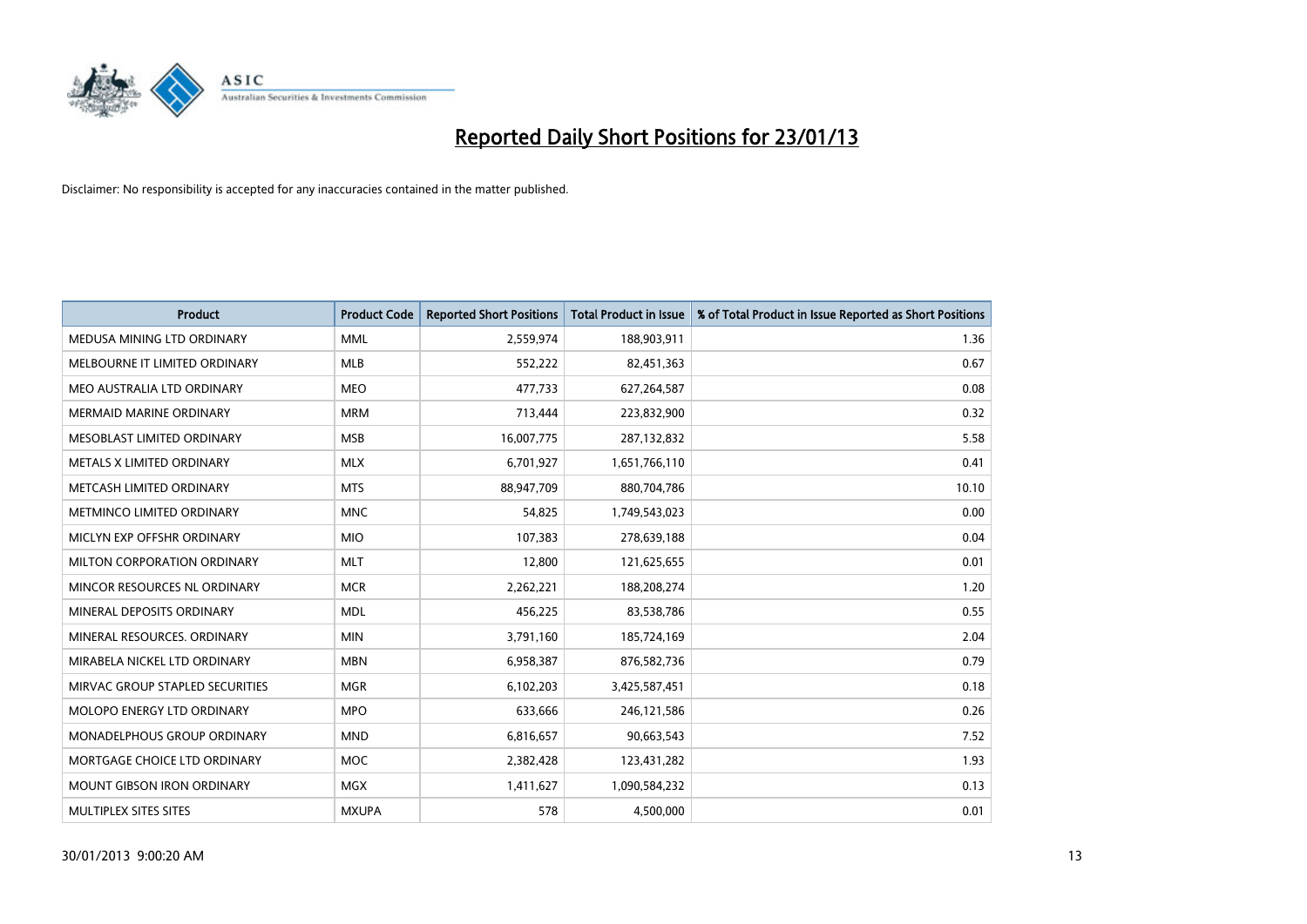# Reported Daily Short Positions for 23/01/13

Disclaimer: No responsibility is accepted for any inaccuracies contained in the matter published.

| Product | Product Code | Reported Short Positions | Total Product in Issue | % of Total Product in Issue Reported as Short Positions |
|---|---|---|---|---|
| MEDUSA MINING LTD ORDINARY | MML | 2,559,974 | 188,903,911 | 1.36 |
| MELBOURNE IT LIMITED ORDINARY | MLB | 552,222 | 82,451,363 | 0.67 |
| MEO AUSTRALIA LTD ORDINARY | MEO | 477,733 | 627,264,587 | 0.08 |
| MERMAID MARINE ORDINARY | MRM | 713,444 | 223,832,900 | 0.32 |
| MESOBLAST LIMITED ORDINARY | MSB | 16,007,775 | 287,132,832 | 5.58 |
| METALS X LIMITED ORDINARY | MLX | 6,701,927 | 1,651,766,110 | 0.41 |
| METCASH LIMITED ORDINARY | MTS | 88,947,709 | 880,704,786 | 10.10 |
| METMINCO LIMITED ORDINARY | MNC | 54,825 | 1,749,543,023 | 0.00 |
| MICLYN EXP OFFSHR ORDINARY | MIO | 107,383 | 278,639,188 | 0.04 |
| MILTON CORPORATION ORDINARY | MLT | 12,800 | 121,625,655 | 0.01 |
| MINCOR RESOURCES NL ORDINARY | MCR | 2,262,221 | 188,208,274 | 1.20 |
| MINERAL DEPOSITS ORDINARY | MDL | 456,225 | 83,538,786 | 0.55 |
| MINERAL RESOURCES. ORDINARY | MIN | 3,791,160 | 185,724,169 | 2.04 |
| MIRABELA NICKEL LTD ORDINARY | MBN | 6,958,387 | 876,582,736 | 0.79 |
| MIRVAC GROUP STAPLED SECURITIES | MGR | 6,102,203 | 3,425,587,451 | 0.18 |
| MOLOPO ENERGY LTD ORDINARY | MPO | 633,666 | 246,121,586 | 0.26 |
| MONADELPHOUS GROUP ORDINARY | MND | 6,816,657 | 90,663,543 | 7.52 |
| MORTGAGE CHOICE LTD ORDINARY | MOC | 2,382,428 | 123,431,282 | 1.93 |
| MOUNT GIBSON IRON ORDINARY | MGX | 1,411,627 | 1,090,584,232 | 0.13 |
| MULTIPLEX SITES SITES | MXUPA | 578 | 4,500,000 | 0.01 |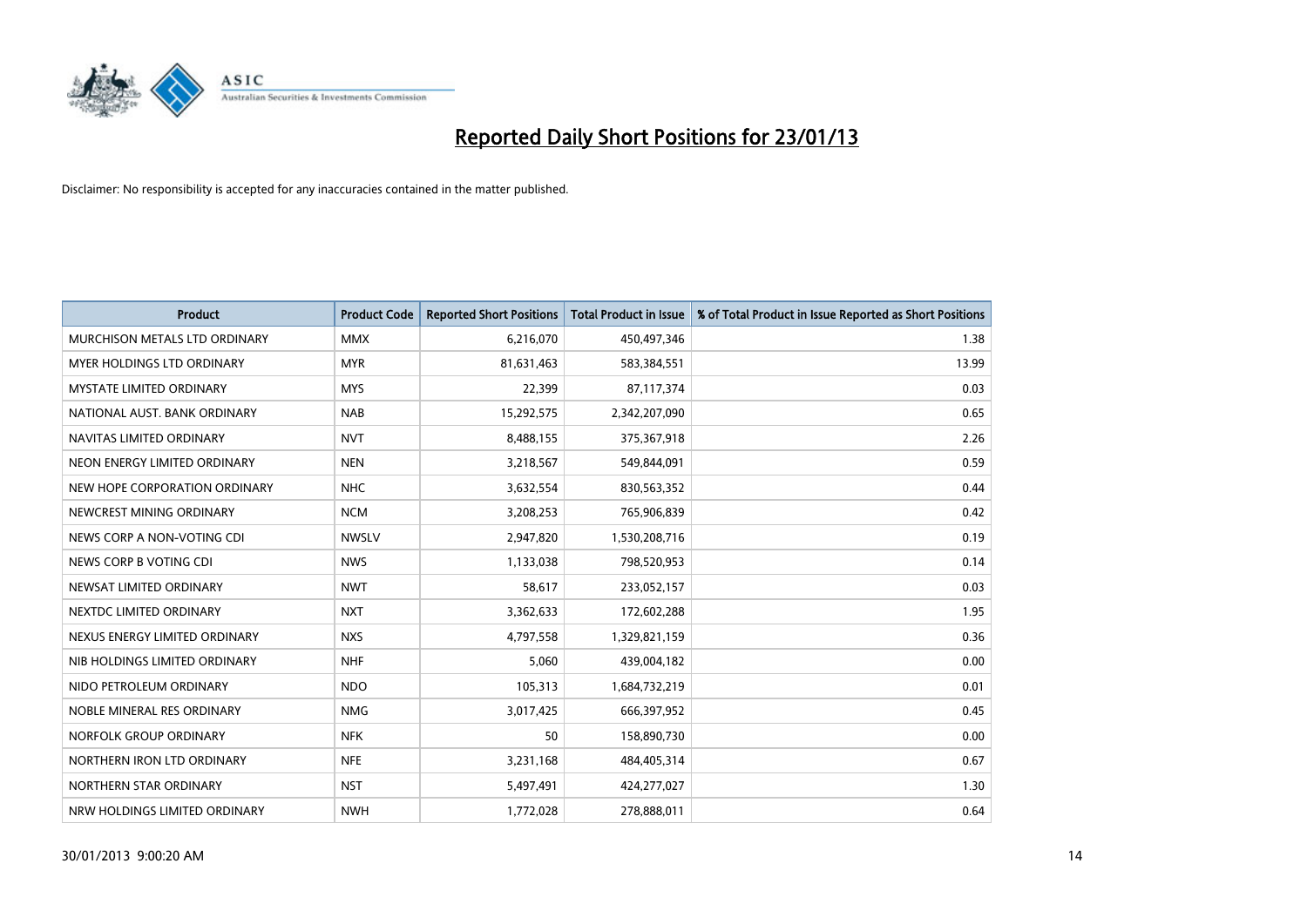# Reported Daily Short Positions for 23/01/13

Disclaimer: No responsibility is accepted for any inaccuracies contained in the matter published.

| Product | Product Code | Reported Short Positions | Total Product in Issue | % of Total Product in Issue Reported as Short Positions |
|---|---|---|---|---|
| MURCHISON METALS LTD ORDINARY | MMX | 6,216,070 | 450,497,346 | 1.38 |
| MYER HOLDINGS LTD ORDINARY | MYR | 81,631,463 | 583,384,551 | 13.99 |
| MYSTATE LIMITED ORDINARY | MYS | 22,399 | 87,117,374 | 0.03 |
| NATIONAL AUST. BANK ORDINARY | NAB | 15,292,575 | 2,342,207,090 | 0.65 |
| NAVITAS LIMITED ORDINARY | NVT | 8,488,155 | 375,367,918 | 2.26 |
| NEON ENERGY LIMITED ORDINARY | NEN | 3,218,567 | 549,844,091 | 0.59 |
| NEW HOPE CORPORATION ORDINARY | NHC | 3,632,554 | 830,563,352 | 0.44 |
| NEWCREST MINING ORDINARY | NCM | 3,208,253 | 765,906,839 | 0.42 |
| NEWS CORP A NON-VOTING CDI | NWSLV | 2,947,820 | 1,530,208,716 | 0.19 |
| NEWS CORP B VOTING CDI | NWS | 1,133,038 | 798,520,953 | 0.14 |
| NEWSAT LIMITED ORDINARY | NWT | 58,617 | 233,052,157 | 0.03 |
| NEXTDC LIMITED ORDINARY | NXT | 3,362,633 | 172,602,288 | 1.95 |
| NEXUS ENERGY LIMITED ORDINARY | NXS | 4,797,558 | 1,329,821,159 | 0.36 |
| NIB HOLDINGS LIMITED ORDINARY | NHF | 5,060 | 439,004,182 | 0.00 |
| NIDO PETROLEUM ORDINARY | NDO | 105,313 | 1,684,732,219 | 0.01 |
| NOBLE MINERAL RES ORDINARY | NMG | 3,017,425 | 666,397,952 | 0.45 |
| NORFOLK GROUP ORDINARY | NFK | 50 | 158,890,730 | 0.00 |
| NORTHERN IRON LTD ORDINARY | NFE | 3,231,168 | 484,405,314 | 0.67 |
| NORTHERN STAR ORDINARY | NST | 5,497,491 | 424,277,027 | 1.30 |
| NRW HOLDINGS LIMITED ORDINARY | NWH | 1,772,028 | 278,888,011 | 0.64 |

30/01/2013 9:00:20 AM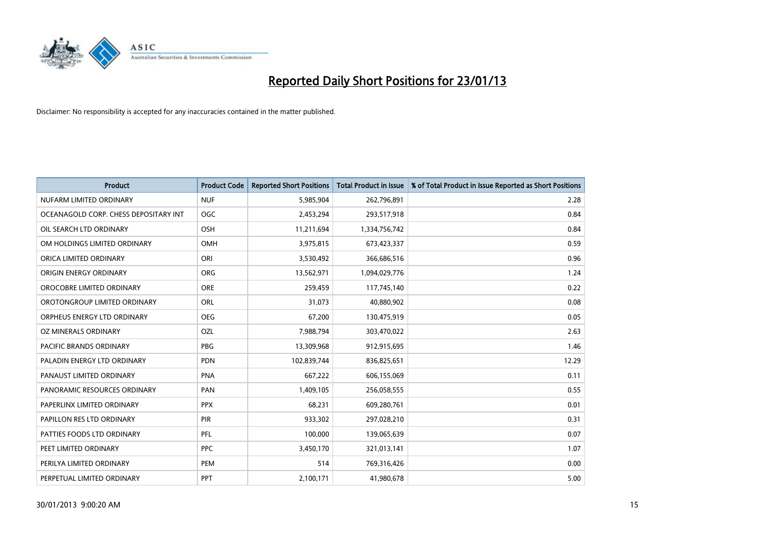# Reported Daily Short Positions for 23/01/13

Disclaimer: No responsibility is accepted for any inaccuracies contained in the matter published.

| Product | Product Code | Reported Short Positions | Total Product in Issue | % of Total Product in Issue Reported as Short Positions |
|---|---|---|---|---|
| NUFARM LIMITED ORDINARY | NUF | 5,985,904 | 262,796,891 | 2.28 |
| OCEANAGOLD CORP. CHESS DEPOSITARY INT | OGC | 2,453,294 | 293,517,918 | 0.84 |
| OIL SEARCH LTD ORDINARY | OSH | 11,211,694 | 1,334,756,742 | 0.84 |
| OM HOLDINGS LIMITED ORDINARY | OMH | 3,975,815 | 673,423,337 | 0.59 |
| ORICA LIMITED ORDINARY | ORI | 3,530,492 | 366,686,516 | 0.96 |
| ORIGIN ENERGY ORDINARY | ORG | 13,562,971 | 1,094,029,776 | 1.24 |
| OROCOBRE LIMITED ORDINARY | ORE | 259,459 | 117,745,140 | 0.22 |
| OROTONGROUP LIMITED ORDINARY | ORL | 31,073 | 40,880,902 | 0.08 |
| ORPHEUS ENERGY LTD ORDINARY | OEG | 67,200 | 130,475,919 | 0.05 |
| OZ MINERALS ORDINARY | OZL | 7,988,794 | 303,470,022 | 2.63 |
| PACIFIC BRANDS ORDINARY | PBG | 13,309,968 | 912,915,695 | 1.46 |
| PALADIN ENERGY LTD ORDINARY | PDN | 102,839,744 | 836,825,651 | 12.29 |
| PANAUST LIMITED ORDINARY | PNA | 667,222 | 606,155,069 | 0.11 |
| PANORAMIC RESOURCES ORDINARY | PAN | 1,409,105 | 256,058,555 | 0.55 |
| PAPERLINX LIMITED ORDINARY | PPX | 68,231 | 609,280,761 | 0.01 |
| PAPILLON RES LTD ORDINARY | PIR | 933,302 | 297,028,210 | 0.31 |
| PATTIES FOODS LTD ORDINARY | PFL | 100,000 | 139,065,639 | 0.07 |
| PEET LIMITED ORDINARY | PPC | 3,450,170 | 321,013,141 | 1.07 |
| PERILYA LIMITED ORDINARY | PEM | 514 | 769,316,426 | 0.00 |
| PERPETUAL LIMITED ORDINARY | PPT | 2,100,171 | 41,980,678 | 5.00 |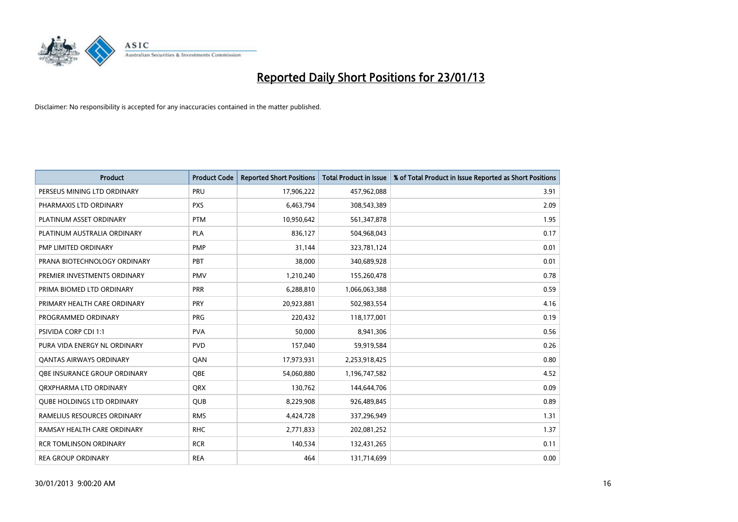# Reported Daily Short Positions for 23/01/13

Disclaimer: No responsibility is accepted for any inaccuracies contained in the matter published.

| Product | Product Code | Reported Short Positions | Total Product in Issue | % of Total Product in Issue Reported as Short Positions |
|---|---|---|---|---|
| PERSEUS MINING LTD ORDINARY | PRU | 17,906,222 | 457,962,088 | 3.91 |
| PHARMAXIS LTD ORDINARY | PXS | 6,463,794 | 308,543,389 | 2.09 |
| PLATINUM ASSET ORDINARY | PTM | 10,950,642 | 561,347,878 | 1.95 |
| PLATINUM AUSTRALIA ORDINARY | PLA | 836,127 | 504,968,043 | 0.17 |
| PMP LIMITED ORDINARY | PMP | 31,144 | 323,781,124 | 0.01 |
| PRANA BIOTECHNOLOGY ORDINARY | PBT | 38,000 | 340,689,928 | 0.01 |
| PREMIER INVESTMENTS ORDINARY | PMV | 1,210,240 | 155,260,478 | 0.78 |
| PRIMA BIOMED LTD ORDINARY | PRR | 6,288,810 | 1,066,063,388 | 0.59 |
| PRIMARY HEALTH CARE ORDINARY | PRY | 20,923,881 | 502,983,554 | 4.16 |
| PROGRAMMED ORDINARY | PRG | 220,432 | 118,177,001 | 0.19 |
| PSIVIDA CORP CDI 1:1 | PVA | 50,000 | 8,941,306 | 0.56 |
| PURA VIDA ENERGY NL ORDINARY | PVD | 157,040 | 59,919,584 | 0.26 |
| QANTAS AIRWAYS ORDINARY | QAN | 17,973,931 | 2,253,918,425 | 0.80 |
| QBE INSURANCE GROUP ORDINARY | QBE | 54,060,880 | 1,196,747,582 | 4.52 |
| QRXPHARMA LTD ORDINARY | QRX | 130,762 | 144,644,706 | 0.09 |
| QUBE HOLDINGS LTD ORDINARY | QUB | 8,229,908 | 926,489,845 | 0.89 |
| RAMELIUS RESOURCES ORDINARY | RMS | 4,424,728 | 337,296,949 | 1.31 |
| RAMSAY HEALTH CARE ORDINARY | RHC | 2,771,833 | 202,081,252 | 1.37 |
| RCR TOMLINSON ORDINARY | RCR | 140,534 | 132,431,265 | 0.11 |
| REA GROUP ORDINARY | REA | 464 | 131,714,699 | 0.00 |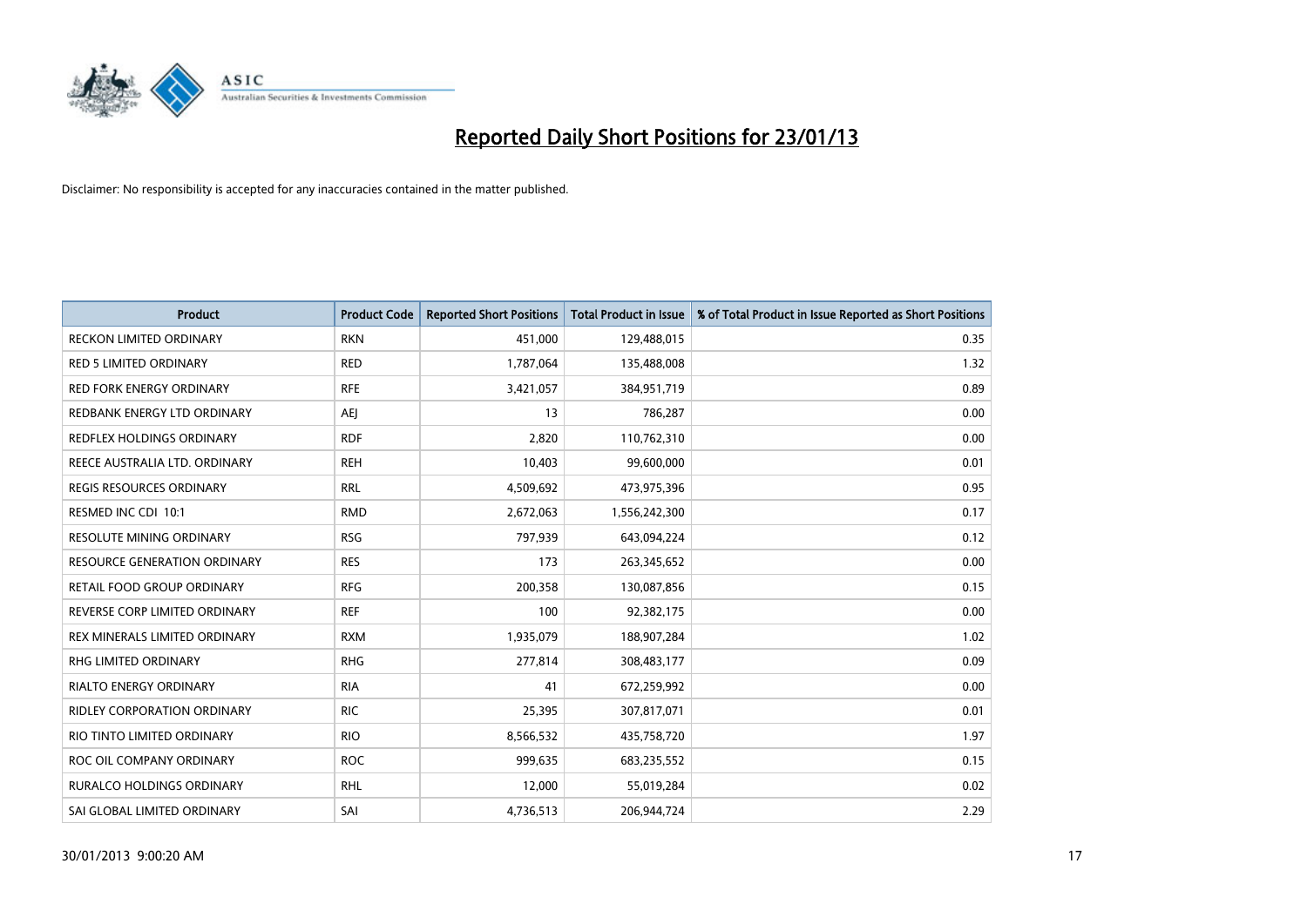# Reported Daily Short Positions for 23/01/13

Disclaimer: No responsibility is accepted for any inaccuracies contained in the matter published.

| Product | Product Code | Reported Short Positions | Total Product in Issue | % of Total Product in Issue Reported as Short Positions |
|---|---|---|---|---|
| RECKON LIMITED ORDINARY | RKN | 451,000 | 129,488,015 | 0.35 |
| RED 5 LIMITED ORDINARY | RED | 1,787,064 | 135,488,008 | 1.32 |
| RED FORK ENERGY ORDINARY | RFE | 3,421,057 | 384,951,719 | 0.89 |
| REDBANK ENERGY LTD ORDINARY | AEJ | 13 | 786,287 | 0.00 |
| REDFLEX HOLDINGS ORDINARY | RDF | 2,820 | 110,762,310 | 0.00 |
| REECE AUSTRALIA LTD. ORDINARY | REH | 10,403 | 99,600,000 | 0.01 |
| REGIS RESOURCES ORDINARY | RRL | 4,509,692 | 473,975,396 | 0.95 |
| RESMED INC CDI 10:1 | RMD | 2,672,063 | 1,556,242,300 | 0.17 |
| RESOLUTE MINING ORDINARY | RSG | 797,939 | 643,094,224 | 0.12 |
| RESOURCE GENERATION ORDINARY | RES | 173 | 263,345,652 | 0.00 |
| RETAIL FOOD GROUP ORDINARY | RFG | 200,358 | 130,087,856 | 0.15 |
| REVERSE CORP LIMITED ORDINARY | REF | 100 | 92,382,175 | 0.00 |
| REX MINERALS LIMITED ORDINARY | RXM | 1,935,079 | 188,907,284 | 1.02 |
| RHG LIMITED ORDINARY | RHG | 277,814 | 308,483,177 | 0.09 |
| RIALTO ENERGY ORDINARY | RIA | 41 | 672,259,992 | 0.00 |
| RIDLEY CORPORATION ORDINARY | RIC | 25,395 | 307,817,071 | 0.01 |
| RIO TINTO LIMITED ORDINARY | RIO | 8,566,532 | 435,758,720 | 1.97 |
| ROC OIL COMPANY ORDINARY | ROC | 999,635 | 683,235,552 | 0.15 |
| RURALCO HOLDINGS ORDINARY | RHL | 12,000 | 55,019,284 | 0.02 |
| SAI GLOBAL LIMITED ORDINARY | SAI | 4,736,513 | 206,944,724 | 2.29 |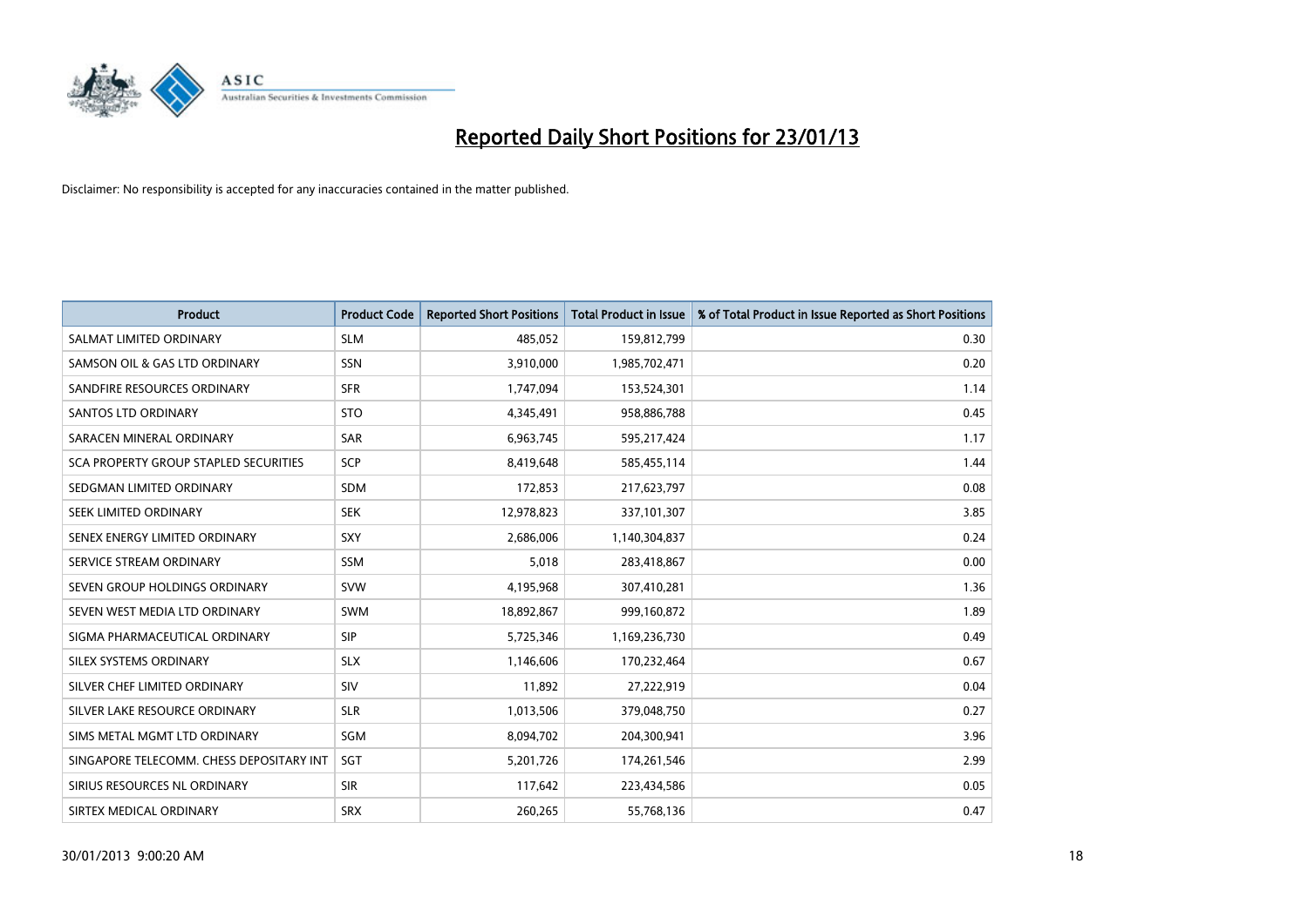# Reported Daily Short Positions for 23/01/13

Disclaimer: No responsibility is accepted for any inaccuracies contained in the matter published.

| Product | Product Code | Reported Short Positions | Total Product in Issue | % of Total Product in Issue Reported as Short Positions |
|---|---|---|---|---|
| SALMAT LIMITED ORDINARY | SLM | 485,052 | 159,812,799 | 0.30 |
| SAMSON OIL & GAS LTD ORDINARY | SSN | 3,910,000 | 1,985,702,471 | 0.20 |
| SANDFIRE RESOURCES ORDINARY | SFR | 1,747,094 | 153,524,301 | 1.14 |
| SANTOS LTD ORDINARY | STO | 4,345,491 | 958,886,788 | 0.45 |
| SARACEN MINERAL ORDINARY | SAR | 6,963,745 | 595,217,424 | 1.17 |
| SCA PROPERTY GROUP STAPLED SECURITIES | SCP | 8,419,648 | 585,455,114 | 1.44 |
| SEDGMAN LIMITED ORDINARY | SDM | 172,853 | 217,623,797 | 0.08 |
| SEEK LIMITED ORDINARY | SEK | 12,978,823 | 337,101,307 | 3.85 |
| SENEX ENERGY LIMITED ORDINARY | SXY | 2,686,006 | 1,140,304,837 | 0.24 |
| SERVICE STREAM ORDINARY | SSM | 5,018 | 283,418,867 | 0.00 |
| SEVEN GROUP HOLDINGS ORDINARY | SVW | 4,195,968 | 307,410,281 | 1.36 |
| SEVEN WEST MEDIA LTD ORDINARY | SWM | 18,892,867 | 999,160,872 | 1.89 |
| SIGMA PHARMACEUTICAL ORDINARY | SIP | 5,725,346 | 1,169,236,730 | 0.49 |
| SILEX SYSTEMS ORDINARY | SLX | 1,146,606 | 170,232,464 | 0.67 |
| SILVER CHEF LIMITED ORDINARY | SIV | 11,892 | 27,222,919 | 0.04 |
| SILVER LAKE RESOURCE ORDINARY | SLR | 1,013,506 | 379,048,750 | 0.27 |
| SIMS METAL MGMT LTD ORDINARY | SGM | 8,094,702 | 204,300,941 | 3.96 |
| SINGAPORE TELECOMM. CHESS DEPOSITARY INT | SGT | 5,201,726 | 174,261,546 | 2.99 |
| SIRIUS RESOURCES NL ORDINARY | SIR | 117,642 | 223,434,586 | 0.05 |
| SIRTEX MEDICAL ORDINARY | SRX | 260,265 | 55,768,136 | 0.47 |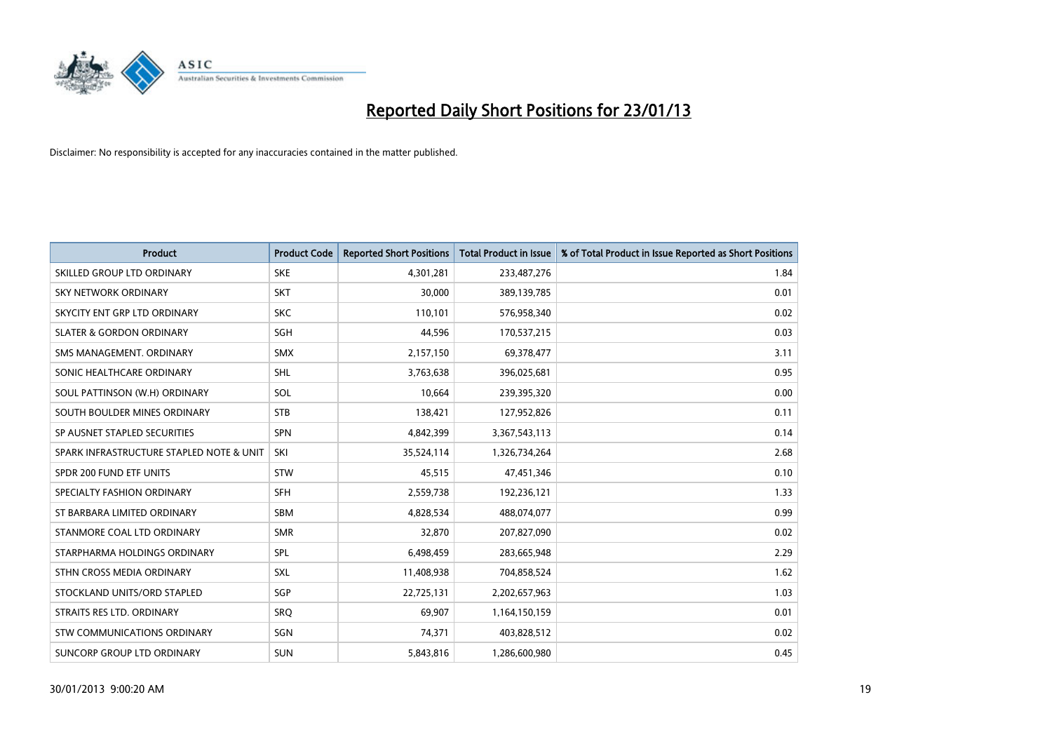# Reported Daily Short Positions for 23/01/13

Disclaimer: No responsibility is accepted for any inaccuracies contained in the matter published.

| Product | Product Code | Reported Short Positions | Total Product in Issue | % of Total Product in Issue Reported as Short Positions |
|---|---|---|---|---|
| SKILLED GROUP LTD ORDINARY | SKE | 4,301,281 | 233,487,276 | 1.84 |
| SKY NETWORK ORDINARY | SKT | 30,000 | 389,139,785 | 0.01 |
| SKYCITY ENT GRP LTD ORDINARY | SKC | 110,101 | 576,958,340 | 0.02 |
| SLATER & GORDON ORDINARY | SGH | 44,596 | 170,537,215 | 0.03 |
| SMS MANAGEMENT. ORDINARY | SMX | 2,157,150 | 69,378,477 | 3.11 |
| SONIC HEALTHCARE ORDINARY | SHL | 3,763,638 | 396,025,681 | 0.95 |
| SOUL PATTINSON (W.H) ORDINARY | SOL | 10,664 | 239,395,320 | 0.00 |
| SOUTH BOULDER MINES ORDINARY | STB | 138,421 | 127,952,826 | 0.11 |
| SP AUSNET STAPLED SECURITIES | SPN | 4,842,399 | 3,367,543,113 | 0.14 |
| SPARK INFRASTRUCTURE STAPLED NOTE & UNIT | SKI | 35,524,114 | 1,326,734,264 | 2.68 |
| SPDR 200 FUND ETF UNITS | STW | 45,515 | 47,451,346 | 0.10 |
| SPECIALTY FASHION ORDINARY | SFH | 2,559,738 | 192,236,121 | 1.33 |
| ST BARBARA LIMITED ORDINARY | SBM | 4,828,534 | 488,074,077 | 0.99 |
| STANMORE COAL LTD ORDINARY | SMR | 32,870 | 207,827,090 | 0.02 |
| STARPHARMA HOLDINGS ORDINARY | SPL | 6,498,459 | 283,665,948 | 2.29 |
| STHN CROSS MEDIA ORDINARY | SXL | 11,408,938 | 704,858,524 | 1.62 |
| STOCKLAND UNITS/ORD STAPLED | SGP | 22,725,131 | 2,202,657,963 | 1.03 |
| STRAITS RES LTD. ORDINARY | SRQ | 69,907 | 1,164,150,159 | 0.01 |
| STW COMMUNICATIONS ORDINARY | SGN | 74,371 | 403,828,512 | 0.02 |
| SUNCORP GROUP LTD ORDINARY | SUN | 5,843,816 | 1,286,600,980 | 0.45 |

30/01/2013 9:00:20 AM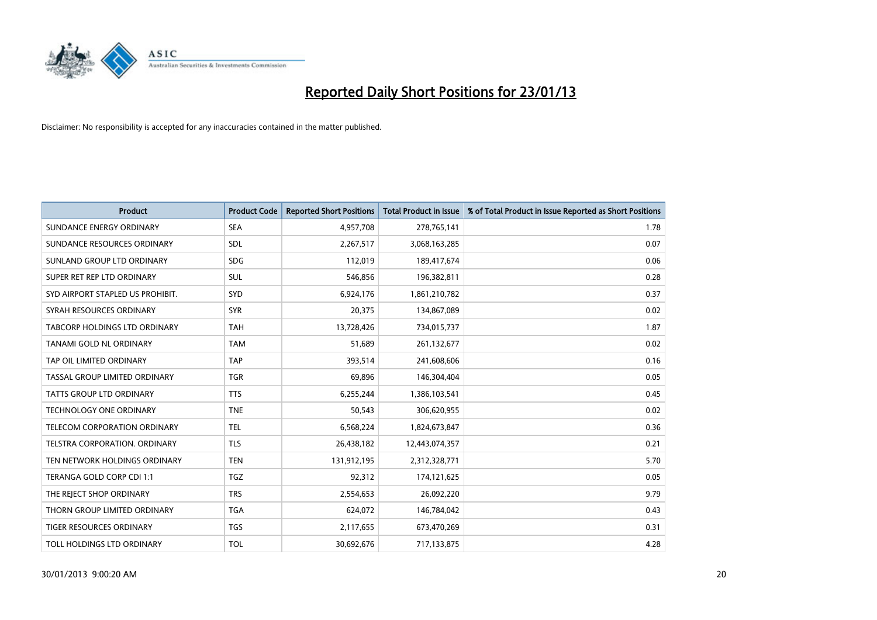# Reported Daily Short Positions for 23/01/13

Disclaimer: No responsibility is accepted for any inaccuracies contained in the matter published.

| Product | Product Code | Reported Short Positions | Total Product in Issue | % of Total Product in Issue Reported as Short Positions |
|---|---|---|---|---|
| SUNDANCE ENERGY ORDINARY | SEA | 4,957,708 | 278,765,141 | 1.78 |
| SUNDANCE RESOURCES ORDINARY | SDL | 2,267,517 | 3,068,163,285 | 0.07 |
| SUNLAND GROUP LTD ORDINARY | SDG | 112,019 | 189,417,674 | 0.06 |
| SUPER RET REP LTD ORDINARY | SUL | 546,856 | 196,382,811 | 0.28 |
| SYD AIRPORT STAPLED US PROHIBIT. | SYD | 6,924,176 | 1,861,210,782 | 0.37 |
| SYRAH RESOURCES ORDINARY | SYR | 20,375 | 134,867,089 | 0.02 |
| TABCORP HOLDINGS LTD ORDINARY | TAH | 13,728,426 | 734,015,737 | 1.87 |
| TANAMI GOLD NL ORDINARY | TAM | 51,689 | 261,132,677 | 0.02 |
| TAP OIL LIMITED ORDINARY | TAP | 393,514 | 241,608,606 | 0.16 |
| TASSAL GROUP LIMITED ORDINARY | TGR | 69,896 | 146,304,404 | 0.05 |
| TATTS GROUP LTD ORDINARY | TTS | 6,255,244 | 1,386,103,541 | 0.45 |
| TECHNOLOGY ONE ORDINARY | TNE | 50,543 | 306,620,955 | 0.02 |
| TELECOM CORPORATION ORDINARY | TEL | 6,568,224 | 1,824,673,847 | 0.36 |
| TELSTRA CORPORATION. ORDINARY | TLS | 26,438,182 | 12,443,074,357 | 0.21 |
| TEN NETWORK HOLDINGS ORDINARY | TEN | 131,912,195 | 2,312,328,771 | 5.70 |
| TERANGA GOLD CORP CDI 1:1 | TGZ | 92,312 | 174,121,625 | 0.05 |
| THE REJECT SHOP ORDINARY | TRS | 2,554,653 | 26,092,220 | 9.79 |
| THORN GROUP LIMITED ORDINARY | TGA | 624,072 | 146,784,042 | 0.43 |
| TIGER RESOURCES ORDINARY | TGS | 2,117,655 | 673,470,269 | 0.31 |
| TOLL HOLDINGS LTD ORDINARY | TOL | 30,692,676 | 717,133,875 | 4.28 |

30/01/2013 9:00:20 AM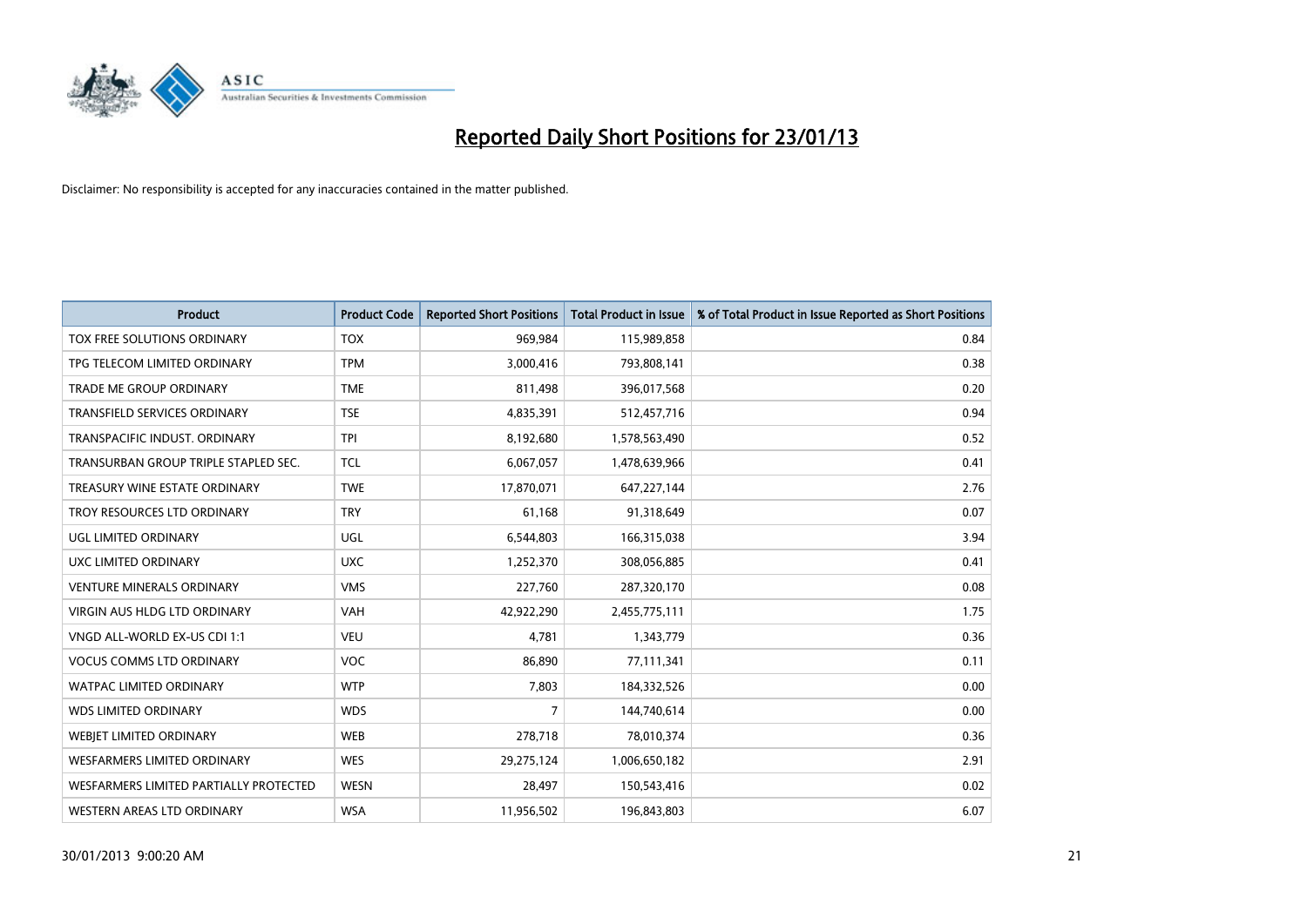# Reported Daily Short Positions for 23/01/13

Disclaimer: No responsibility is accepted for any inaccuracies contained in the matter published.

| Product | Product Code | Reported Short Positions | Total Product in Issue | % of Total Product in Issue Reported as Short Positions |
|---|---|---|---|---|
| TOX FREE SOLUTIONS ORDINARY | TOX | 969,984 | 115,989,858 | 0.84 |
| TPG TELECOM LIMITED ORDINARY | TPM | 3,000,416 | 793,808,141 | 0.38 |
| TRADE ME GROUP ORDINARY | TME | 811,498 | 396,017,568 | 0.20 |
| TRANSFIELD SERVICES ORDINARY | TSE | 4,835,391 | 512,457,716 | 0.94 |
| TRANSPACIFIC INDUST. ORDINARY | TPI | 8,192,680 | 1,578,563,490 | 0.52 |
| TRANSURBAN GROUP TRIPLE STAPLED SEC. | TCL | 6,067,057 | 1,478,639,966 | 0.41 |
| TREASURY WINE ESTATE ORDINARY | TWE | 17,870,071 | 647,227,144 | 2.76 |
| TROY RESOURCES LTD ORDINARY | TRY | 61,168 | 91,318,649 | 0.07 |
| UGL LIMITED ORDINARY | UGL | 6,544,803 | 166,315,038 | 3.94 |
| UXC LIMITED ORDINARY | UXC | 1,252,370 | 308,056,885 | 0.41 |
| VENTURE MINERALS ORDINARY | VMS | 227,760 | 287,320,170 | 0.08 |
| VIRGIN AUS HLDG LTD ORDINARY | VAH | 42,922,290 | 2,455,775,111 | 1.75 |
| VNGD ALL-WORLD EX-US CDI 1:1 | VEU | 4,781 | 1,343,779 | 0.36 |
| VOCUS COMMS LTD ORDINARY | VOC | 86,890 | 77,111,341 | 0.11 |
| WATPAC LIMITED ORDINARY | WTP | 7,803 | 184,332,526 | 0.00 |
| WDS LIMITED ORDINARY | WDS | 7 | 144,740,614 | 0.00 |
| WEBJET LIMITED ORDINARY | WEB | 278,718 | 78,010,374 | 0.36 |
| WESFARMERS LIMITED ORDINARY | WES | 29,275,124 | 1,006,650,182 | 2.91 |
| WESFARMERS LIMITED PARTIALLY PROTECTED | WESN | 28,497 | 150,543,416 | 0.02 |
| WESTERN AREAS LTD ORDINARY | WSA | 11,956,502 | 196,843,803 | 6.07 |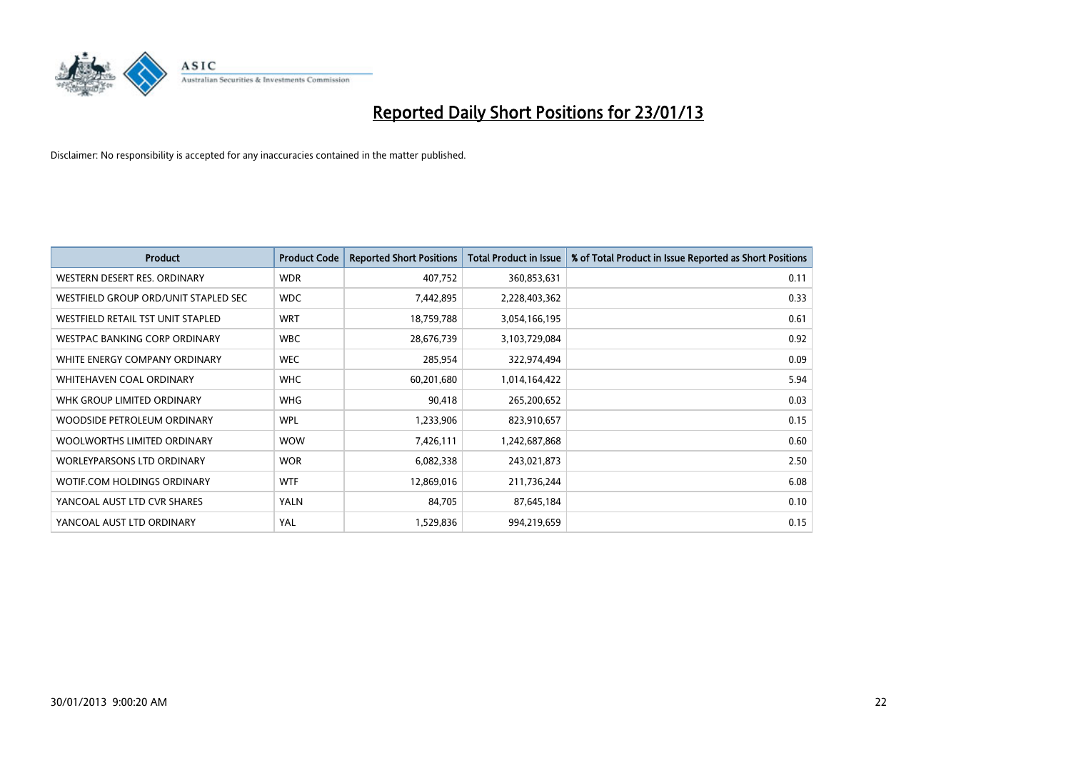# Reported Daily Short Positions for 23/01/13

Disclaimer: No responsibility is accepted for any inaccuracies contained in the matter published.

| Product | Product Code | Reported Short Positions | Total Product in Issue | % of Total Product in Issue Reported as Short Positions |
|---|---|---|---|---|
| WESTERN DESERT RES. ORDINARY | WDR | 407,752 | 360,853,631 | 0.11 |
| WESTFIELD GROUP ORD/UNIT STAPLED SEC | WDC | 7,442,895 | 2,228,403,362 | 0.33 |
| WESTFIELD RETAIL TST UNIT STAPLED | WRT | 18,759,788 | 3,054,166,195 | 0.61 |
| WESTPAC BANKING CORP ORDINARY | WBC | 28,676,739 | 3,103,729,084 | 0.92 |
| WHITE ENERGY COMPANY ORDINARY | WEC | 285,954 | 322,974,494 | 0.09 |
| WHITEHAVEN COAL ORDINARY | WHC | 60,201,680 | 1,014,164,422 | 5.94 |
| WHK GROUP LIMITED ORDINARY | WHG | 90,418 | 265,200,652 | 0.03 |
| WOODSIDE PETROLEUM ORDINARY | WPL | 1,233,906 | 823,910,657 | 0.15 |
| WOOLWORTHS LIMITED ORDINARY | WOW | 7,426,111 | 1,242,687,868 | 0.60 |
| WORLEYPARSONS LTD ORDINARY | WOR | 6,082,338 | 243,021,873 | 2.50 |
| WOTIF.COM HOLDINGS ORDINARY | WTF | 12,869,016 | 211,736,244 | 6.08 |
| YANCOAL AUST LTD CVR SHARES | YALN | 84,705 | 87,645,184 | 0.10 |
| YANCOAL AUST LTD ORDINARY | YAL | 1,529,836 | 994,219,659 | 0.15 |

30/01/2013 9:00:20 AM